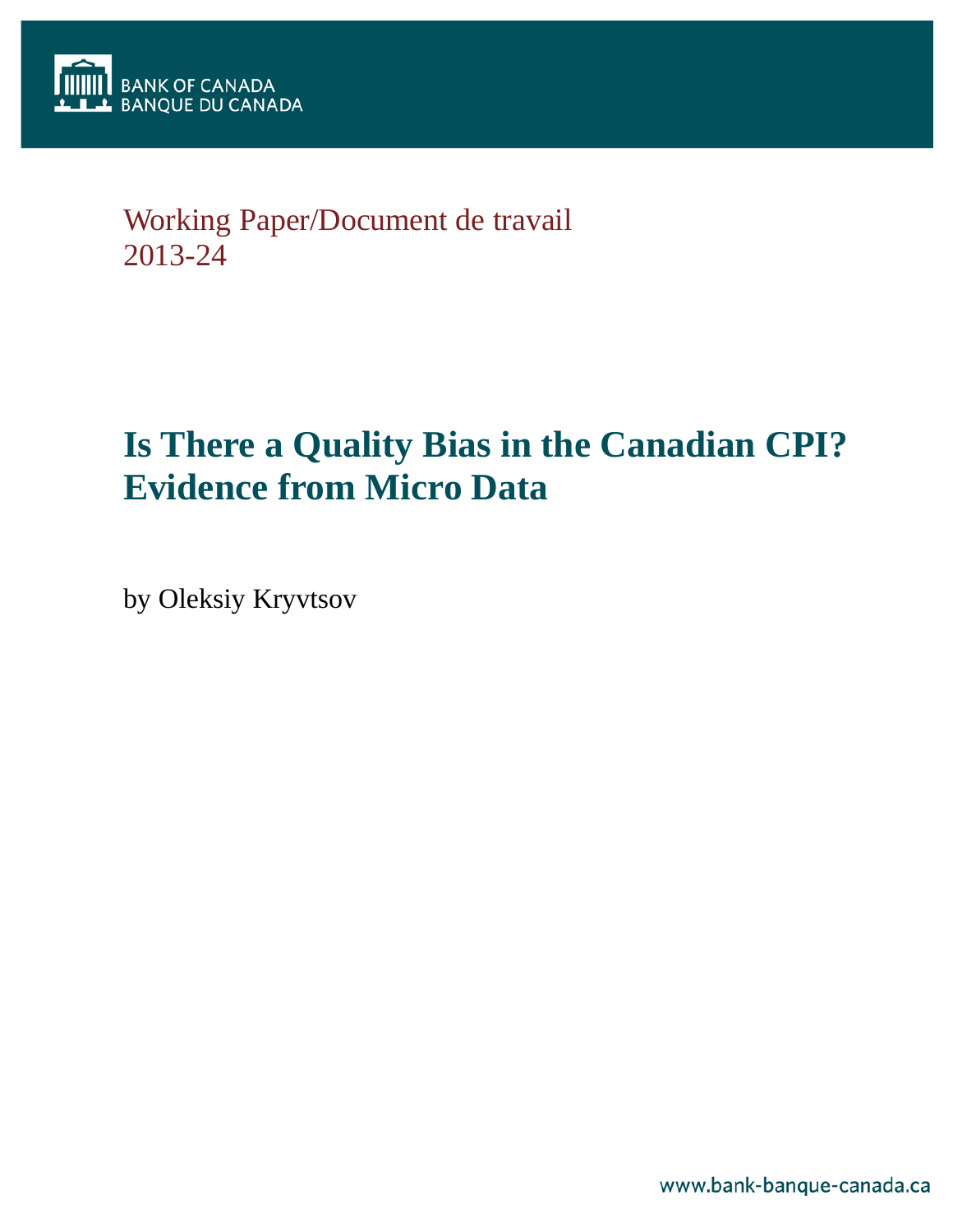BANK OF CANADA
BANQUE DU CANADA

Working Paper/Document de travail
2013-24

# Is There a Quality Bias in the Canadian CPI? Evidence from Micro Data

by Oleksiy Kryvtsov

www.bank-banque-canada.ca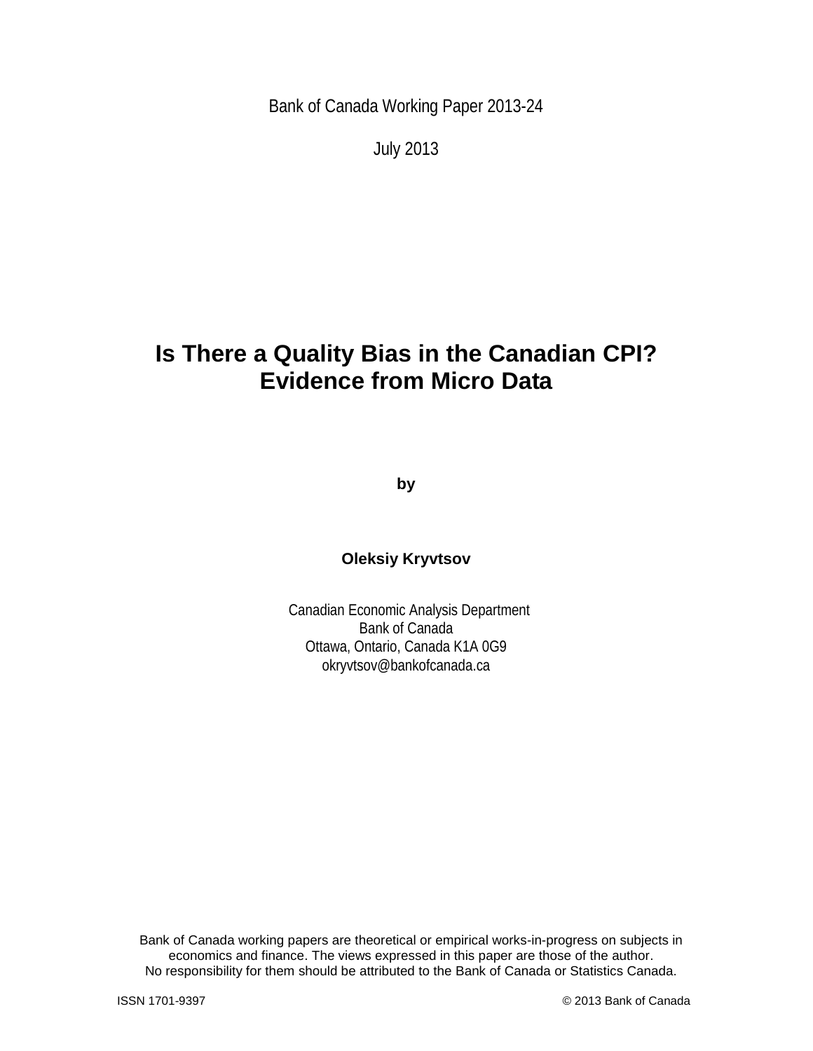Bank of Canada Working Paper 2013-24

July 2013

# Is There a Quality Bias in the Canadian CPI? Evidence from Micro Data

**by**

**Oleksiy Kryvtsov**

Canadian Economic Analysis Department
Bank of Canada
Ottawa, Ontario, Canada K1A 0G9
okryvtsov@bankofcanada.ca

Bank of Canada working papers are theoretical or empirical works-in-progress on subjects in economics and finance. The views expressed in this paper are those of the author. No responsibility for them should be attributed to the Bank of Canada or Statistics Canada.

ISSN 1701-9397 © 2013 Bank of Canada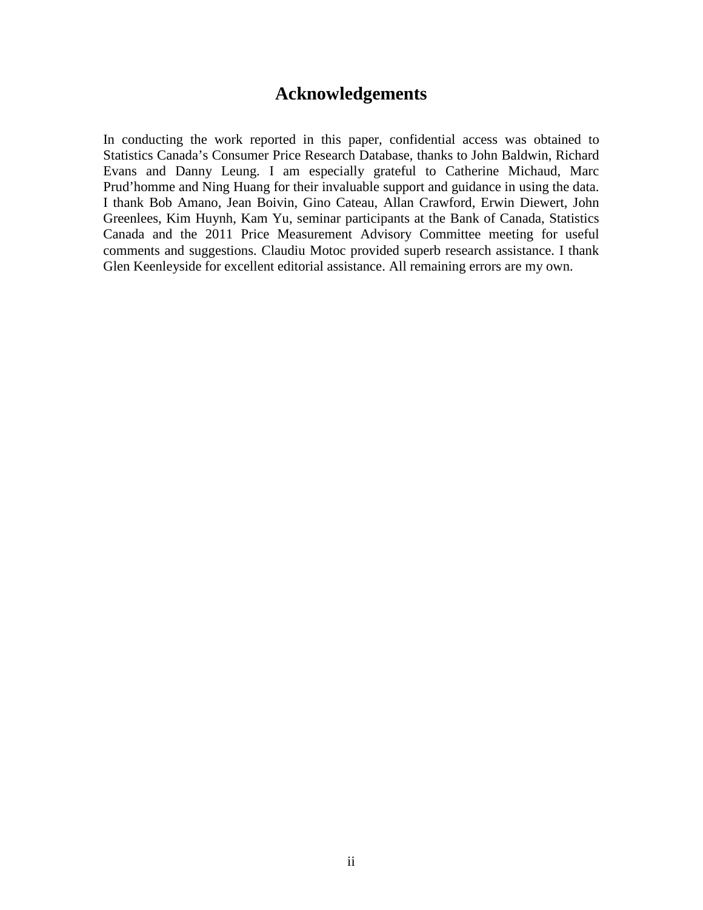## Acknowledgements

In conducting the work reported in this paper, confidential access was obtained to Statistics Canada's Consumer Price Research Database, thanks to John Baldwin, Richard Evans and Danny Leung. I am especially grateful to Catherine Michaud, Marc Prud'homme and Ning Huang for their invaluable support and guidance in using the data. I thank Bob Amano, Jean Boivin, Gino Cateau, Allan Crawford, Erwin Diewert, John Greenlees, Kim Huynh, Kam Yu, seminar participants at the Bank of Canada, Statistics Canada and the 2011 Price Measurement Advisory Committee meeting for useful comments and suggestions. Claudiu Motoc provided superb research assistance. I thank Glen Keenleyside for excellent editorial assistance. All remaining errors are my own.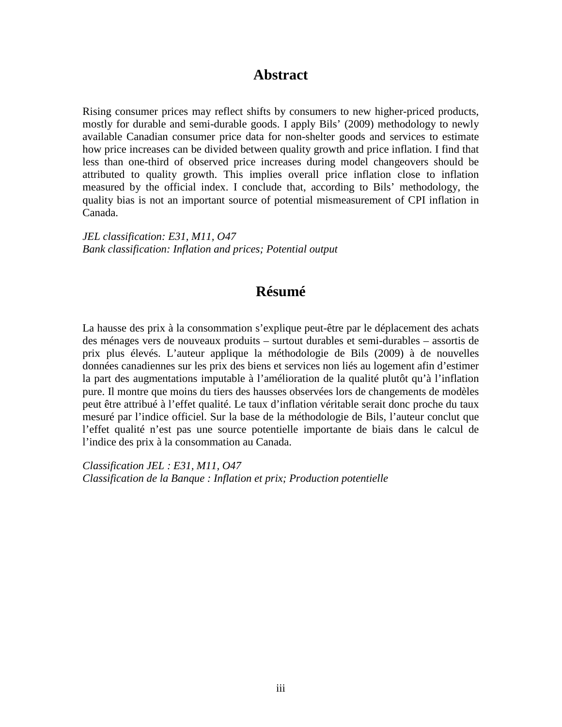## Abstract

Rising consumer prices may reflect shifts by consumers to new higher-priced products, mostly for durable and semi-durable goods. I apply Bils' (2009) methodology to newly available Canadian consumer price data for non-shelter goods and services to estimate how price increases can be divided between quality growth and price inflation. I find that less than one-third of observed price increases during model changeovers should be attributed to quality growth. This implies overall price inflation close to inflation measured by the official index. I conclude that, according to Bils' methodology, the quality bias is not an important source of potential mismeasurement of CPI inflation in Canada.

*JEL classification: E31, M11, O47*
*Bank classification: Inflation and prices; Potential output*

## Résumé

La hausse des prix à la consommation s'explique peut-être par le déplacement des achats des ménages vers de nouveaux produits – surtout durables et semi-durables – assortis de prix plus élevés. L'auteur applique la méthodologie de Bils (2009) à de nouvelles données canadiennes sur les prix des biens et services non liés au logement afin d'estimer la part des augmentations imputable à l'amélioration de la qualité plutôt qu'à l'inflation pure. Il montre que moins du tiers des hausses observées lors de changements de modèles peut être attribué à l'effet qualité. Le taux d'inflation véritable serait donc proche du taux mesuré par l'indice officiel. Sur la base de la méthodologie de Bils, l'auteur conclut que l'effet qualité n'est pas une source potentielle importante de biais dans le calcul de l'indice des prix à la consommation au Canada.

*Classification JEL : E31, M11, O47*
*Classification de la Banque : Inflation et prix; Production potentielle*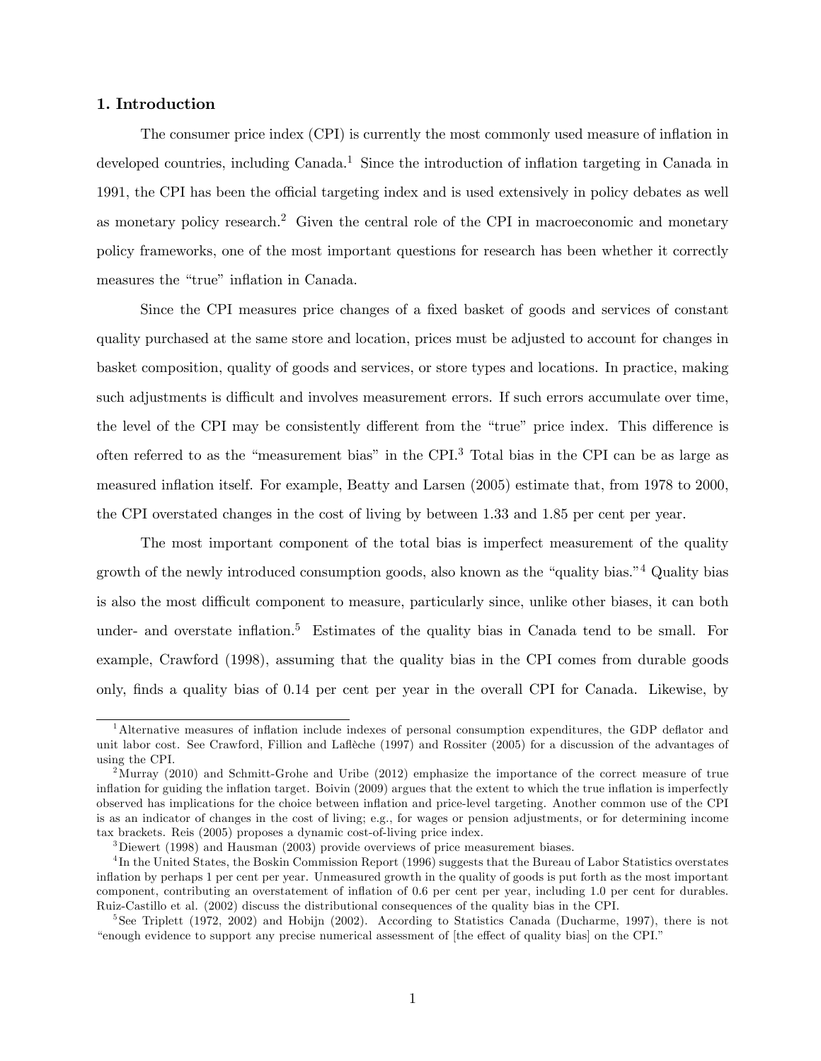## 1. Introduction

The consumer price index (CPI) is currently the most commonly used measure of inflation in developed countries, including Canada.[1] Since the introduction of inflation targeting in Canada in 1991, the CPI has been the official targeting index and is used extensively in policy debates as well as monetary policy research.[2] Given the central role of the CPI in macroeconomic and monetary policy frameworks, one of the most important questions for research has been whether it correctly measures the "true" inflation in Canada.

Since the CPI measures price changes of a fixed basket of goods and services of constant quality purchased at the same store and location, prices must be adjusted to account for changes in basket composition, quality of goods and services, or store types and locations. In practice, making such adjustments is difficult and involves measurement errors. If such errors accumulate over time, the level of the CPI may be consistently different from the "true" price index. This difference is often referred to as the "measurement bias" in the CPI.[3] Total bias in the CPI can be as large as measured inflation itself. For example, Beatty and Larsen (2005) estimate that, from 1978 to 2000, the CPI overstated changes in the cost of living by between 1.33 and 1.85 per cent per year.

The most important component of the total bias is imperfect measurement of the quality growth of the newly introduced consumption goods, also known as the "quality bias."[4] Quality bias is also the most difficult component to measure, particularly since, unlike other biases, it can both under- and overstate inflation.[5] Estimates of the quality bias in Canada tend to be small. For example, Crawford (1998), assuming that the quality bias in the CPI comes from durable goods only, finds a quality bias of 0.14 per cent per year in the overall CPI for Canada. Likewise, by

---

[1] Alternative measures of inflation include indexes of personal consumption expenditures, the GDP deflator and unit labor cost. See Crawford, Fillion and Laflèche (1997) and Rossiter (2005) for a discussion of the advantages of using the CPI.

[2] Murray (2010) and Schmitt-Grohe and Uribe (2012) emphasize the importance of the correct measure of true inflation for guiding the inflation target. Boivin (2009) argues that the extent to which the true inflation is imperfectly observed has implications for the choice between inflation and price-level targeting. Another common use of the CPI is as an indicator of changes in the cost of living; e.g., for wages or pension adjustments, or for determining income tax brackets. Reis (2005) proposes a dynamic cost-of-living price index.

[3] Diewert (1998) and Hausman (2003) provide overviews of price measurement biases.

[4] In the United States, the Boskin Commission Report (1996) suggests that the Bureau of Labor Statistics overstates inflation by perhaps 1 per cent per year. Unmeasured growth in the quality of goods is put forth as the most important component, contributing an overstatement of inflation of 0.6 per cent per year, including 1.0 per cent for durables. Ruiz-Castillo et al. (2002) discuss the distributional consequences of the quality bias in the CPI.

[5] See Triplett (1972, 2002) and Hobijn (2002). According to Statistics Canada (Ducharme, 1997), there is not "enough evidence to support any precise numerical assessment of [the effect of quality bias] on the CPI."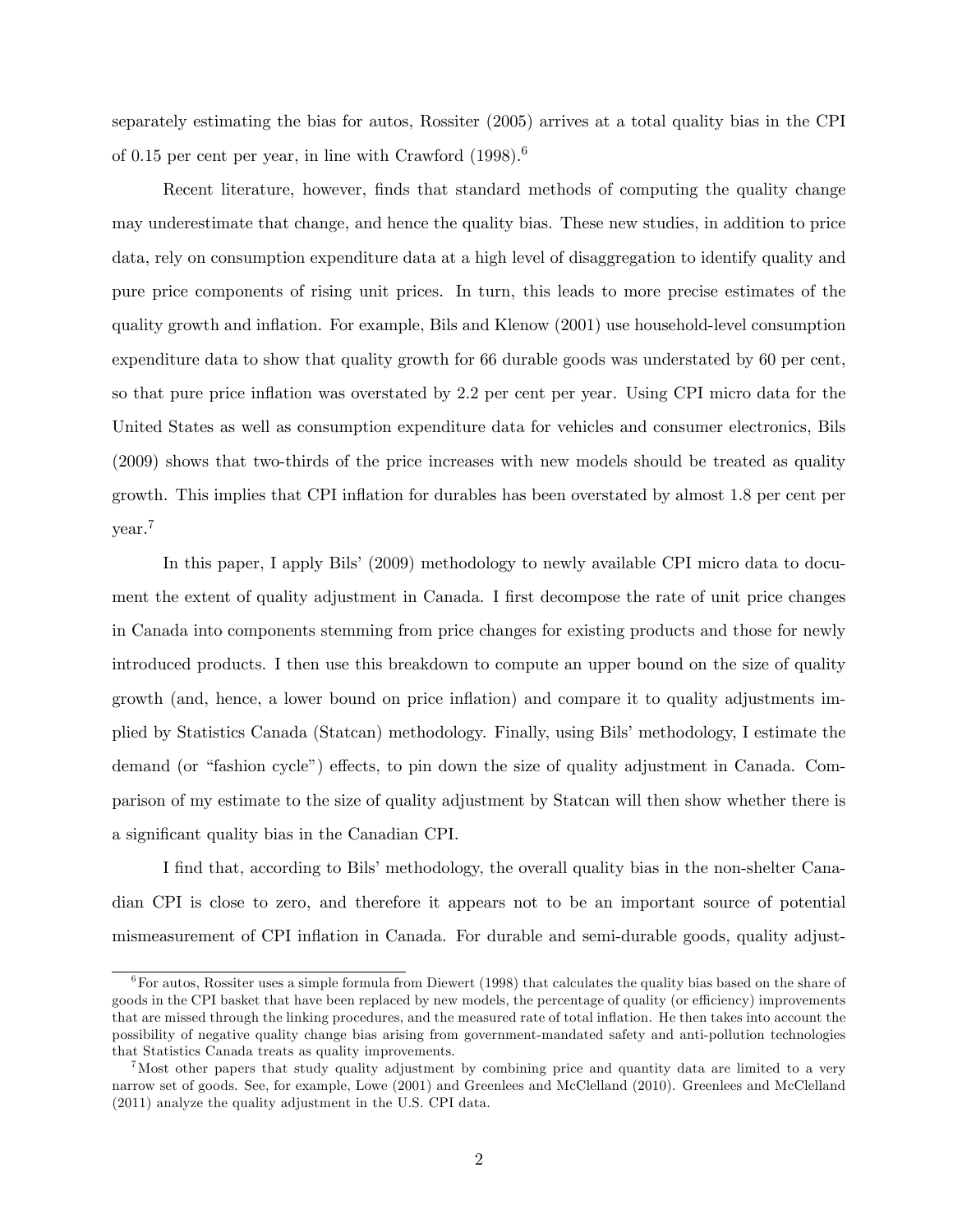separately estimating the bias for autos, Rossiter (2005) arrives at a total quality bias in the CPI of 0.15 per cent per year, in line with Crawford (1998).[6]

Recent literature, however, finds that standard methods of computing the quality change may underestimate that change, and hence the quality bias. These new studies, in addition to price data, rely on consumption expenditure data at a high level of disaggregation to identify quality and pure price components of rising unit prices. In turn, this leads to more precise estimates of the quality growth and inflation. For example, Bils and Klenow (2001) use household-level consumption expenditure data to show that quality growth for 66 durable goods was understated by 60 per cent, so that pure price inflation was overstated by 2.2 per cent per year. Using CPI micro data for the United States as well as consumption expenditure data for vehicles and consumer electronics, Bils (2009) shows that two-thirds of the price increases with new models should be treated as quality growth. This implies that CPI inflation for durables has been overstated by almost 1.8 per cent per year.[7]

In this paper, I apply Bils' (2009) methodology to newly available CPI micro data to document the extent of quality adjustment in Canada. I first decompose the rate of unit price changes in Canada into components stemming from price changes for existing products and those for newly introduced products. I then use this breakdown to compute an upper bound on the size of quality growth (and, hence, a lower bound on price inflation) and compare it to quality adjustments implied by Statistics Canada (Statcan) methodology. Finally, using Bils' methodology, I estimate the demand (or "fashion cycle") effects, to pin down the size of quality adjustment in Canada. Comparison of my estimate to the size of quality adjustment by Statcan will then show whether there is a significant quality bias in the Canadian CPI.

I find that, according to Bils' methodology, the overall quality bias in the non-shelter Canadian CPI is close to zero, and therefore it appears not to be an important source of potential mismeasurement of CPI inflation in Canada. For durable and semi-durable goods, quality adjust-

[6]For autos, Rossiter uses a simple formula from Diewert (1998) that calculates the quality bias based on the share of goods in the CPI basket that have been replaced by new models, the percentage of quality (or efficiency) improvements that are missed through the linking procedures, and the measured rate of total inflation. He then takes into account the possibility of negative quality change bias arising from government-mandated safety and anti-pollution technologies that Statistics Canada treats as quality improvements.

[7]Most other papers that study quality adjustment by combining price and quantity data are limited to a very narrow set of goods. See, for example, Lowe (2001) and Greenlees and McClelland (2010). Greenlees and McClelland (2011) analyze the quality adjustment in the U.S. CPI data.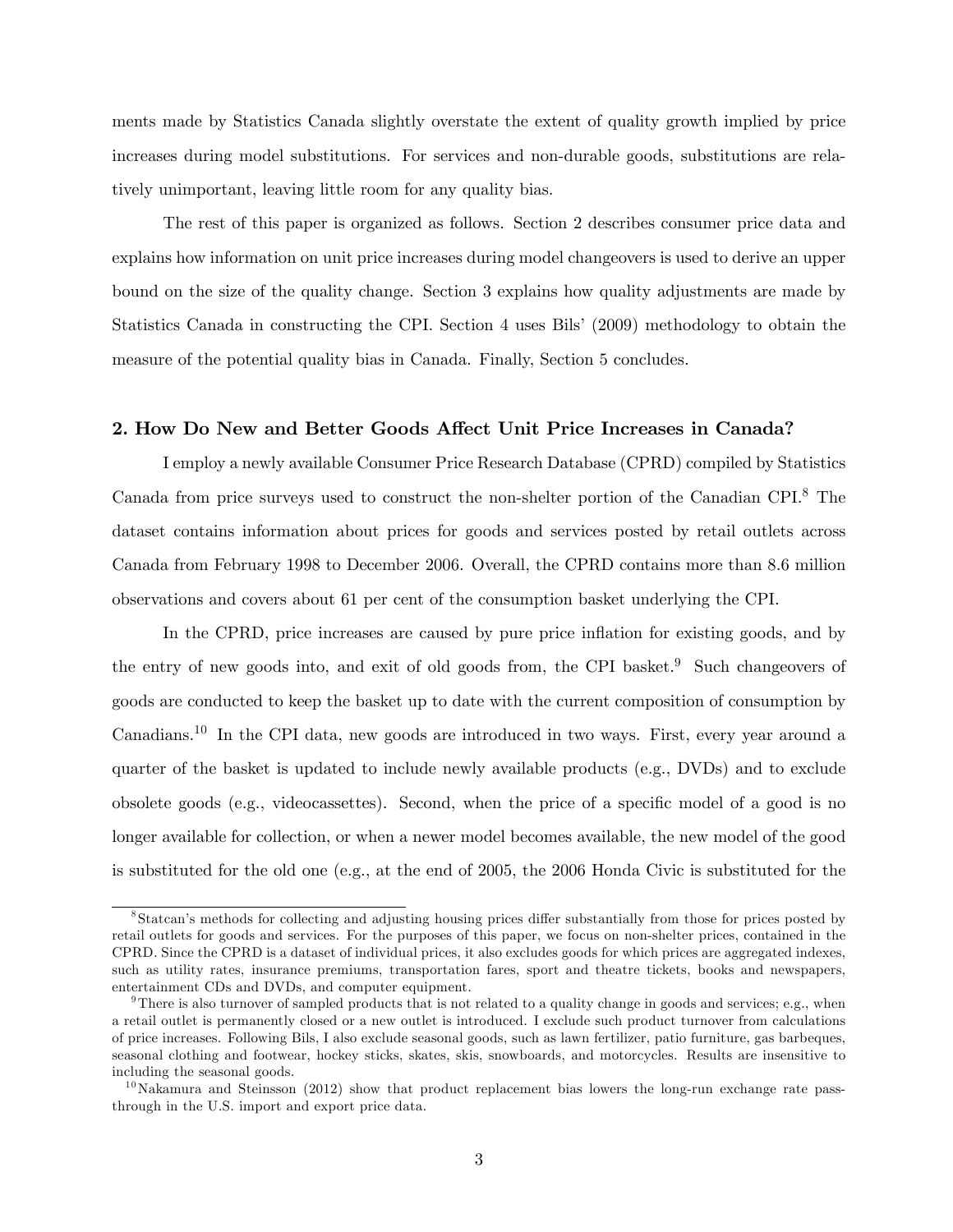ments made by Statistics Canada slightly overstate the extent of quality growth implied by price increases during model substitutions. For services and non-durable goods, substitutions are relatively unimportant, leaving little room for any quality bias.

The rest of this paper is organized as follows. Section 2 describes consumer price data and explains how information on unit price increases during model changeovers is used to derive an upper bound on the size of the quality change. Section 3 explains how quality adjustments are made by Statistics Canada in constructing the CPI. Section 4 uses Bils' (2009) methodology to obtain the measure of the potential quality bias in Canada. Finally, Section 5 concludes.

## 2. How Do New and Better Goods Affect Unit Price Increases in Canada?

I employ a newly available Consumer Price Research Database (CPRD) compiled by Statistics Canada from price surveys used to construct the non-shelter portion of the Canadian CPI.[8] The dataset contains information about prices for goods and services posted by retail outlets across Canada from February 1998 to December 2006. Overall, the CPRD contains more than 8.6 million observations and covers about 61 per cent of the consumption basket underlying the CPI.

In the CPRD, price increases are caused by pure price inflation for existing goods, and by the entry of new goods into, and exit of old goods from, the CPI basket.[9] Such changeovers of goods are conducted to keep the basket up to date with the current composition of consumption by Canadians.[10] In the CPI data, new goods are introduced in two ways. First, every year around a quarter of the basket is updated to include newly available products (e.g., DVDs) and to exclude obsolete goods (e.g., videocassettes). Second, when the price of a specific model of a good is no longer available for collection, or when a newer model becomes available, the new model of the good is substituted for the old one (e.g., at the end of 2005, the 2006 Honda Civic is substituted for the

[8] Statcan's methods for collecting and adjusting housing prices differ substantially from those for prices posted by retail outlets for goods and services. For the purposes of this paper, we focus on non-shelter prices, contained in the CPRD. Since the CPRD is a dataset of individual prices, it also excludes goods for which prices are aggregated indexes, such as utility rates, insurance premiums, transportation fares, sport and theatre tickets, books and newspapers, entertainment CDs and DVDs, and computer equipment.

[9] There is also turnover of sampled products that is not related to a quality change in goods and services; e.g., when a retail outlet is permanently closed or a new outlet is introduced. I exclude such product turnover from calculations of price increases. Following Bils, I also exclude seasonal goods, such as lawn fertilizer, patio furniture, gas barbeques, seasonal clothing and footwear, hockey sticks, skates, skis, snowboards, and motorcycles. Results are insensitive to including the seasonal goods.

[10] Nakamura and Steinsson (2012) show that product replacement bias lowers the long-run exchange rate pass-through in the U.S. import and export price data.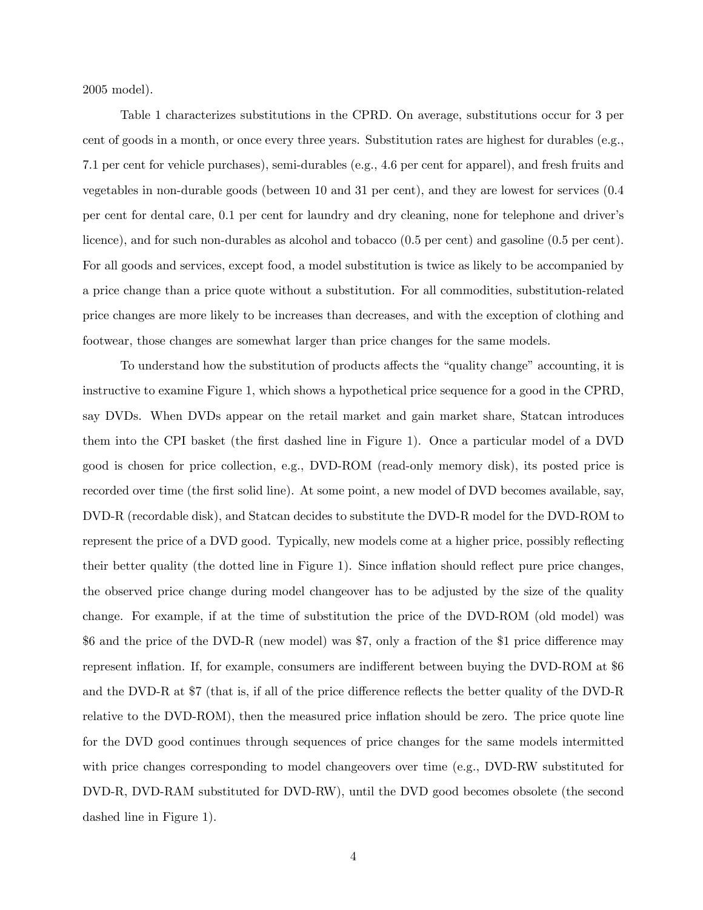2005 model).

Table 1 characterizes substitutions in the CPRD. On average, substitutions occur for 3 per cent of goods in a month, or once every three years. Substitution rates are highest for durables (e.g., 7.1 per cent for vehicle purchases), semi-durables (e.g., 4.6 per cent for apparel), and fresh fruits and vegetables in non-durable goods (between 10 and 31 per cent), and they are lowest for services (0.4 per cent for dental care, 0.1 per cent for laundry and dry cleaning, none for telephone and driver's licence), and for such non-durables as alcohol and tobacco (0.5 per cent) and gasoline (0.5 per cent). For all goods and services, except food, a model substitution is twice as likely to be accompanied by a price change than a price quote without a substitution. For all commodities, substitution-related price changes are more likely to be increases than decreases, and with the exception of clothing and footwear, those changes are somewhat larger than price changes for the same models.

To understand how the substitution of products affects the "quality change" accounting, it is instructive to examine Figure 1, which shows a hypothetical price sequence for a good in the CPRD, say DVDs. When DVDs appear on the retail market and gain market share, Statcan introduces them into the CPI basket (the first dashed line in Figure 1). Once a particular model of a DVD good is chosen for price collection, e.g., DVD-ROM (read-only memory disk), its posted price is recorded over time (the first solid line). At some point, a new model of DVD becomes available, say, DVD-R (recordable disk), and Statcan decides to substitute the DVD-R model for the DVD-ROM to represent the price of a DVD good. Typically, new models come at a higher price, possibly reflecting their better quality (the dotted line in Figure 1). Since inflation should reflect pure price changes, the observed price change during model changeover has to be adjusted by the size of the quality change. For example, if at the time of substitution the price of the DVD-ROM (old model) was $6 and the price of the DVD-R (new model) was $7, only a fraction of the $1 price difference may represent inflation. If, for example, consumers are indifferent between buying the DVD-ROM at $6 and the DVD-R at $7 (that is, if all of the price difference reflects the better quality of the DVD-R relative to the DVD-ROM), then the measured price inflation should be zero. The price quote line for the DVD good continues through sequences of price changes for the same models intermitted with price changes corresponding to model changeovers over time (e.g., DVD-RW substituted for DVD-R, DVD-RAM substituted for DVD-RW), until the DVD good becomes obsolete (the second dashed line in Figure 1).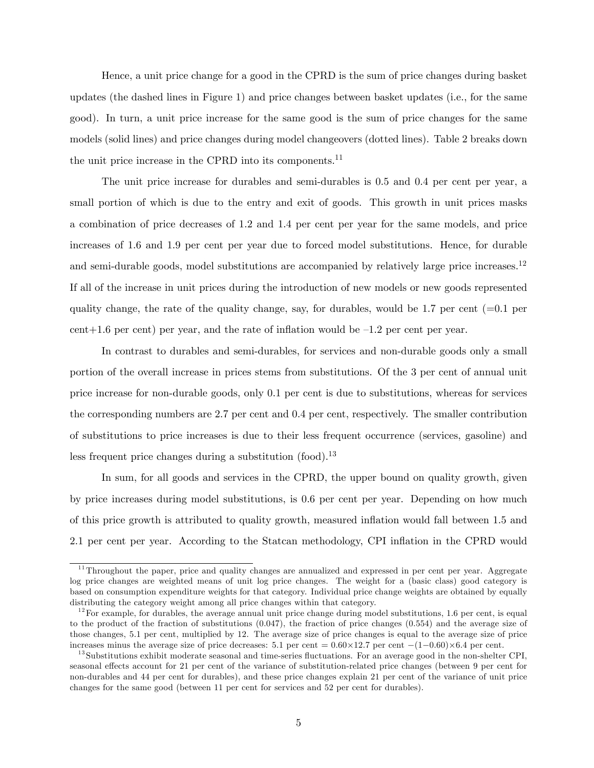Hence, a unit price change for a good in the CPRD is the sum of price changes during basket updates (the dashed lines in Figure 1) and price changes between basket updates (i.e., for the same good). In turn, a unit price increase for the same good is the sum of price changes for the same models (solid lines) and price changes during model changeovers (dotted lines). Table 2 breaks down the unit price increase in the CPRD into its components.[11]

The unit price increase for durables and semi-durables is 0.5 and 0.4 per cent per year, a small portion of which is due to the entry and exit of goods. This growth in unit prices masks a combination of price decreases of 1.2 and 1.4 per cent per year for the same models, and price increases of 1.6 and 1.9 per cent per year due to forced model substitutions. Hence, for durable and semi-durable goods, model substitutions are accompanied by relatively large price increases.[12] If all of the increase in unit prices during the introduction of new models or new goods represented quality change, the rate of the quality change, say, for durables, would be 1.7 per cent (=0.1 per cent+1.6 per cent) per year, and the rate of inflation would be –1.2 per cent per year.

In contrast to durables and semi-durables, for services and non-durable goods only a small portion of the overall increase in prices stems from substitutions. Of the 3 per cent of annual unit price increase for non-durable goods, only 0.1 per cent is due to substitutions, whereas for services the corresponding numbers are 2.7 per cent and 0.4 per cent, respectively. The smaller contribution of substitutions to price increases is due to their less frequent occurrence (services, gasoline) and less frequent price changes during a substitution (food).[13]

In sum, for all goods and services in the CPRD, the upper bound on quality growth, given by price increases during model substitutions, is 0.6 per cent per year. Depending on how much of this price growth is attributed to quality growth, measured inflation would fall between 1.5 and 2.1 per cent per year. According to the Statcan methodology, CPI inflation in the CPRD would

---

[11] Throughout the paper, price and quality changes are annualized and expressed in per cent per year. Aggregate log price changes are weighted means of unit log price changes. The weight for a (basic class) good category is based on consumption expenditure weights for that category. Individual price change weights are obtained by equally distributing the category weight among all price changes within that category.

[12] For example, for durables, the average annual unit price change during model substitutions, 1.6 per cent, is equal to the product of the fraction of substitutions (0.047), the fraction of price changes (0.554) and the average size of those changes, 5.1 per cent, multiplied by 12. The average size of price changes is equal to the average size of price increases minus the average size of price decreases: 5.1 per cent = $0.60 \times 12.7$ per cent $-(1-0.60) \times 6.4$ per cent.

[13] Substitutions exhibit moderate seasonal and time-series fluctuations. For an average good in the non-shelter CPI, seasonal effects account for 21 per cent of the variance of substitution-related price changes (between 9 per cent for non-durables and 44 per cent for durables), and these price changes explain 21 per cent of the variance of unit price changes for the same good (between 11 per cent for services and 52 per cent for durables).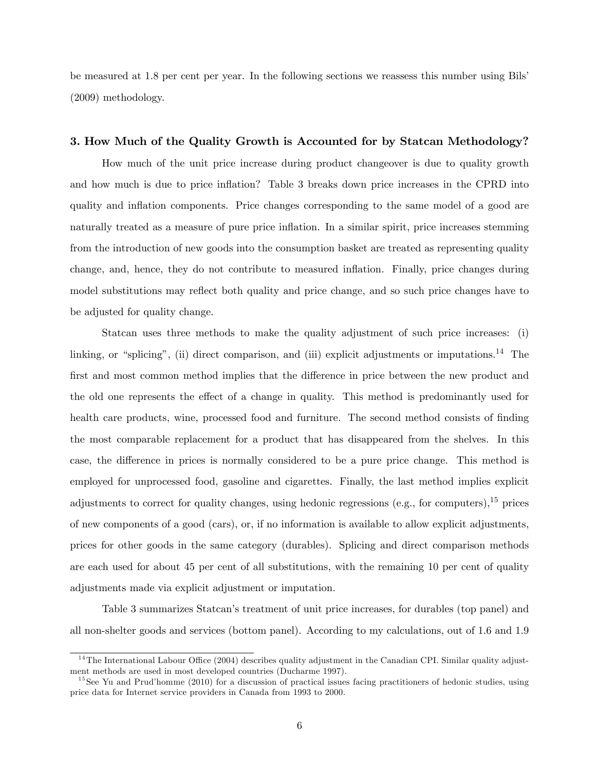be measured at 1.8 per cent per year. In the following sections we reassess this number using Bils' (2009) methodology.

### 3. How Much of the Quality Growth is Accounted for by Statcan Methodology?

How much of the unit price increase during product changeover is due to quality growth and how much is due to price inflation? Table 3 breaks down price increases in the CPRD into quality and inflation components. Price changes corresponding to the same model of a good are naturally treated as a measure of pure price inflation. In a similar spirit, price increases stemming from the introduction of new goods into the consumption basket are treated as representing quality change, and, hence, they do not contribute to measured inflation. Finally, price changes during model substitutions may reflect both quality and price change, and so such price changes have to be adjusted for quality change.

Statcan uses three methods to make the quality adjustment of such price increases: (i) linking, or "splicing", (ii) direct comparison, and (iii) explicit adjustments or imputations.[14] The first and most common method implies that the difference in price between the new product and the old one represents the effect of a change in quality. This method is predominantly used for health care products, wine, processed food and furniture. The second method consists of finding the most comparable replacement for a product that has disappeared from the shelves. In this case, the difference in prices is normally considered to be a pure price change. This method is employed for unprocessed food, gasoline and cigarettes. Finally, the last method implies explicit adjustments to correct for quality changes, using hedonic regressions (e.g., for computers),[15] prices of new components of a good (cars), or, if no information is available to allow explicit adjustments, prices for other goods in the same category (durables). Splicing and direct comparison methods are each used for about 45 per cent of all substitutions, with the remaining 10 per cent of quality adjustments made via explicit adjustment or imputation.

Table 3 summarizes Statcan's treatment of unit price increases, for durables (top panel) and all non-shelter goods and services (bottom panel). According to my calculations, out of 1.6 and 1.9

[14] The International Labour Office (2004) describes quality adjustment in the Canadian CPI. Similar quality adjustment methods are used in most developed countries (Ducharme 1997).

[15] See Yu and Prud'homme (2010) for a discussion of practical issues facing practitioners of hedonic studies, using price data for Internet service providers in Canada from 1993 to 2000.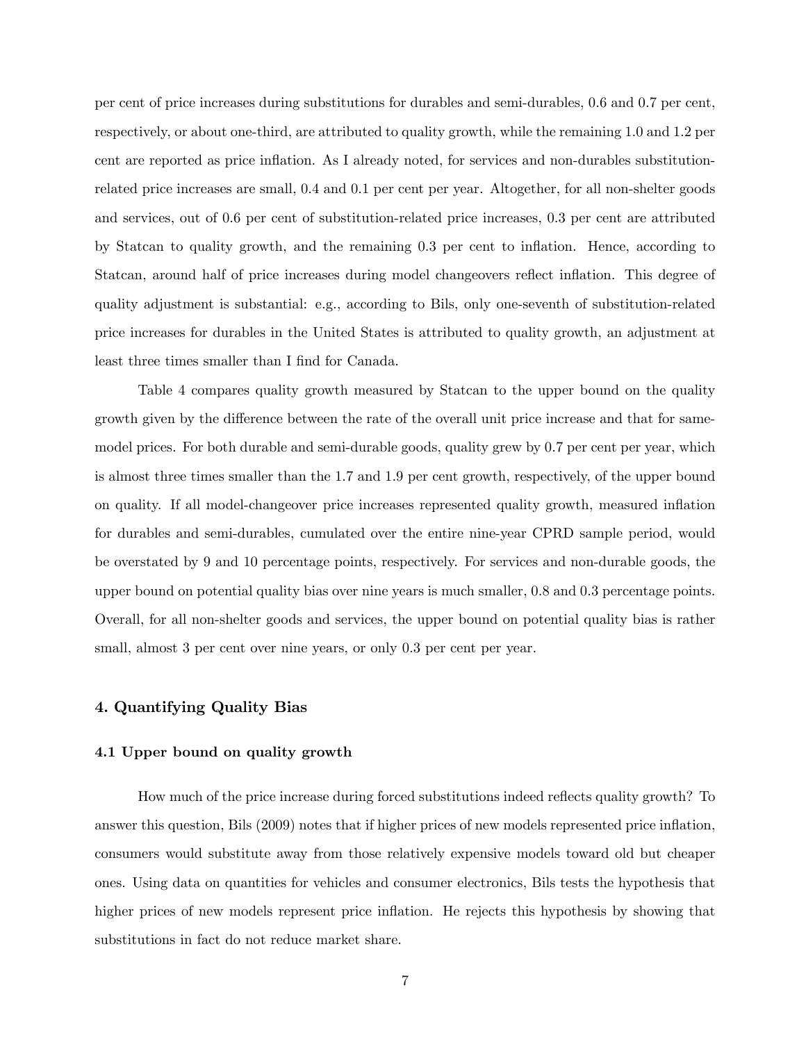per cent of price increases during substitutions for durables and semi-durables, 0.6 and 0.7 per cent, respectively, or about one-third, are attributed to quality growth, while the remaining 1.0 and 1.2 per cent are reported as price inflation. As I already noted, for services and non-durables substitution-related price increases are small, 0.4 and 0.1 per cent per year. Altogether, for all non-shelter goods and services, out of 0.6 per cent of substitution-related price increases, 0.3 per cent are attributed by Statcan to quality growth, and the remaining 0.3 per cent to inflation. Hence, according to Statcan, around half of price increases during model changeovers reflect inflation. This degree of quality adjustment is substantial: e.g., according to Bils, only one-seventh of substitution-related price increases for durables in the United States is attributed to quality growth, an adjustment at least three times smaller than I find for Canada.

Table 4 compares quality growth measured by Statcan to the upper bound on the quality growth given by the difference between the rate of the overall unit price increase and that for same-model prices. For both durable and semi-durable goods, quality grew by 0.7 per cent per year, which is almost three times smaller than the 1.7 and 1.9 per cent growth, respectively, of the upper bound on quality. If all model-changeover price increases represented quality growth, measured inflation for durables and semi-durables, cumulated over the entire nine-year CPRD sample period, would be overstated by 9 and 10 percentage points, respectively. For services and non-durable goods, the upper bound on potential quality bias over nine years is much smaller, 0.8 and 0.3 percentage points. Overall, for all non-shelter goods and services, the upper bound on potential quality bias is rather small, almost 3 per cent over nine years, or only 0.3 per cent per year.

## 4. Quantifying Quality Bias

### 4.1 Upper bound on quality growth

How much of the price increase during forced substitutions indeed reflects quality growth? To answer this question, Bils (2009) notes that if higher prices of new models represented price inflation, consumers would substitute away from those relatively expensive models toward old but cheaper ones. Using data on quantities for vehicles and consumer electronics, Bils tests the hypothesis that higher prices of new models represent price inflation. He rejects this hypothesis by showing that substitutions in fact do not reduce market share.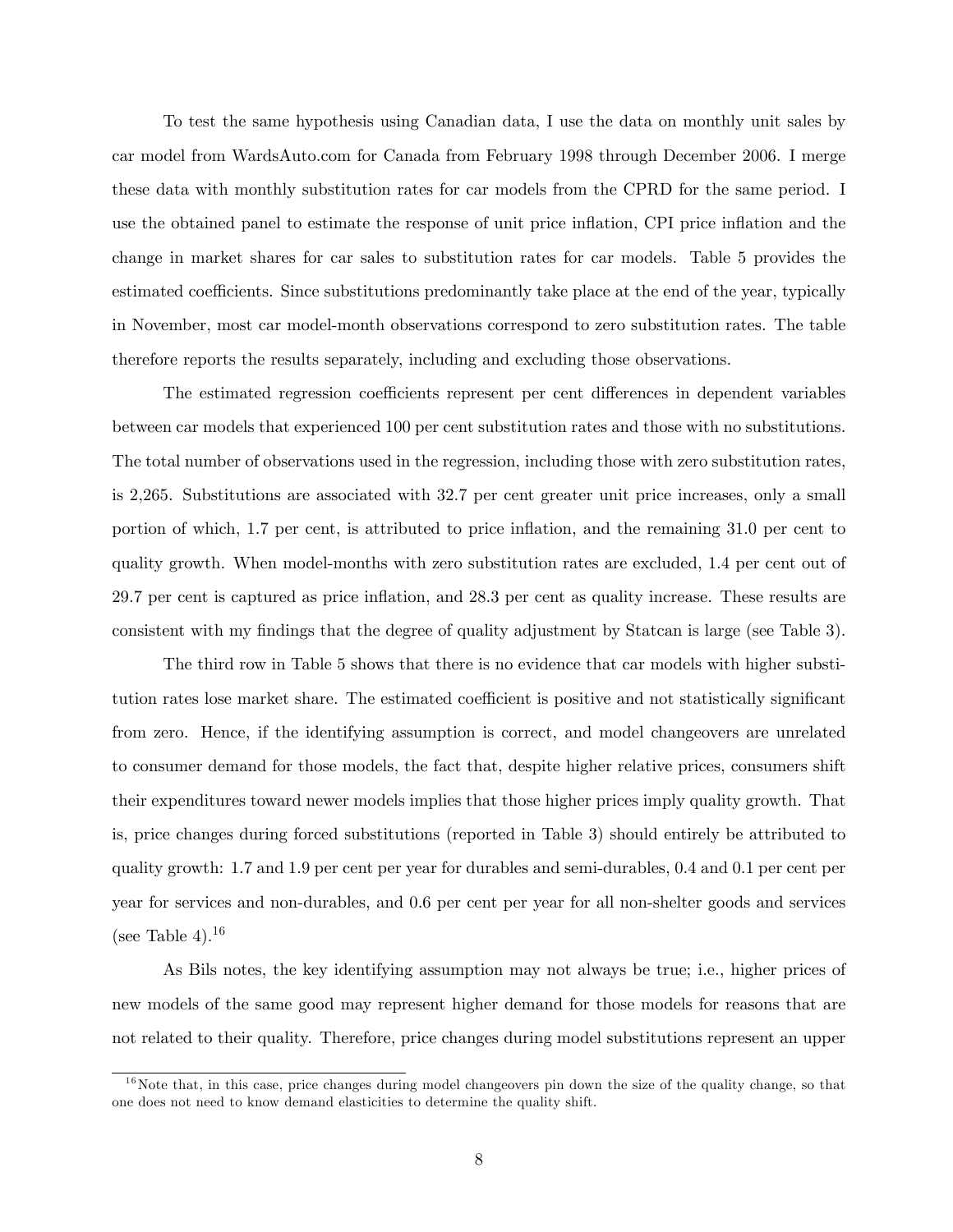To test the same hypothesis using Canadian data, I use the data on monthly unit sales by car model from WardsAuto.com for Canada from February 1998 through December 2006. I merge these data with monthly substitution rates for car models from the CPRD for the same period. I use the obtained panel to estimate the response of unit price inflation, CPI price inflation and the change in market shares for car sales to substitution rates for car models. Table 5 provides the estimated coefficients. Since substitutions predominantly take place at the end of the year, typically in November, most car model-month observations correspond to zero substitution rates. The table therefore reports the results separately, including and excluding those observations.

The estimated regression coefficients represent per cent differences in dependent variables between car models that experienced 100 per cent substitution rates and those with no substitutions. The total number of observations used in the regression, including those with zero substitution rates, is 2,265. Substitutions are associated with 32.7 per cent greater unit price increases, only a small portion of which, 1.7 per cent, is attributed to price inflation, and the remaining 31.0 per cent to quality growth. When model-months with zero substitution rates are excluded, 1.4 per cent out of 29.7 per cent is captured as price inflation, and 28.3 per cent as quality increase. These results are consistent with my findings that the degree of quality adjustment by Statcan is large (see Table 3).

The third row in Table 5 shows that there is no evidence that car models with higher substitution rates lose market share. The estimated coefficient is positive and not statistically significant from zero. Hence, if the identifying assumption is correct, and model changeovers are unrelated to consumer demand for those models, the fact that, despite higher relative prices, consumers shift their expenditures toward newer models implies that those higher prices imply quality growth. That is, price changes during forced substitutions (reported in Table 3) should entirely be attributed to quality growth: 1.7 and 1.9 per cent per year for durables and semi-durables, 0.4 and 0.1 per cent per year for services and non-durables, and 0.6 per cent per year for all non-shelter goods and services (see Table 4).[16]

As Bils notes, the key identifying assumption may not always be true; i.e., higher prices of new models of the same good may represent higher demand for those models for reasons that are not related to their quality. Therefore, price changes during model substitutions represent an upper

[16] Note that, in this case, price changes during model changeovers pin down the size of the quality change, so that one does not need to know demand elasticities to determine the quality shift.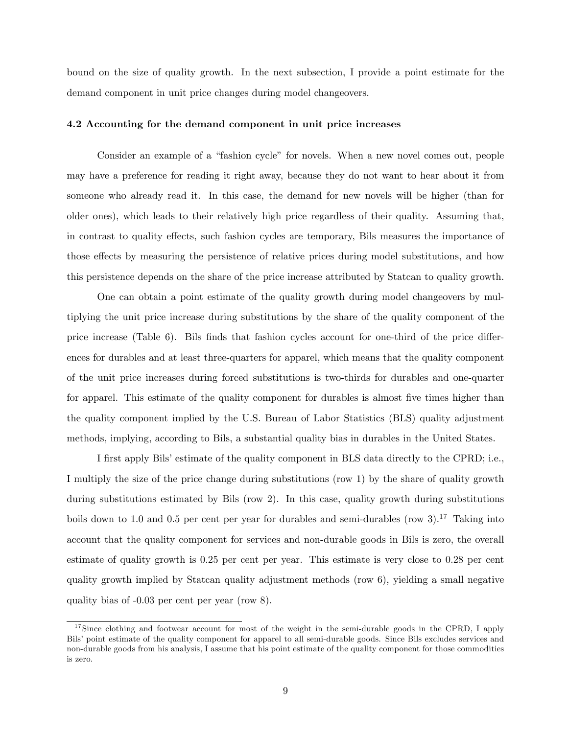bound on the size of quality growth. In the next subsection, I provide a point estimate for the demand component in unit price changes during model changeovers.

### 4.2 Accounting for the demand component in unit price increases

Consider an example of a "fashion cycle" for novels. When a new novel comes out, people may have a preference for reading it right away, because they do not want to hear about it from someone who already read it. In this case, the demand for new novels will be higher (than for older ones), which leads to their relatively high price regardless of their quality. Assuming that, in contrast to quality effects, such fashion cycles are temporary, Bils measures the importance of those effects by measuring the persistence of relative prices during model substitutions, and how this persistence depends on the share of the price increase attributed by Statcan to quality growth.

One can obtain a point estimate of the quality growth during model changeovers by multiplying the unit price increase during substitutions by the share of the quality component of the price increase (Table 6). Bils finds that fashion cycles account for one-third of the price differences for durables and at least three-quarters for apparel, which means that the quality component of the unit price increases during forced substitutions is two-thirds for durables and one-quarter for apparel. This estimate of the quality component for durables is almost five times higher than the quality component implied by the U.S. Bureau of Labor Statistics (BLS) quality adjustment methods, implying, according to Bils, a substantial quality bias in durables in the United States.

I first apply Bils' estimate of the quality component in BLS data directly to the CPRD; i.e., I multiply the size of the price change during substitutions (row 1) by the share of quality growth during substitutions estimated by Bils (row 2). In this case, quality growth during substitutions boils down to 1.0 and 0.5 per cent per year for durables and semi-durables (row 3).[17] Taking into account that the quality component for services and non-durable goods in Bils is zero, the overall estimate of quality growth is 0.25 per cent per year. This estimate is very close to 0.28 per cent quality growth implied by Statcan quality adjustment methods (row 6), yielding a small negative quality bias of -0.03 per cent per year (row 8).

[17] Since clothing and footwear account for most of the weight in the semi-durable goods in the CPRD, I apply Bils' point estimate of the quality component for apparel to all semi-durable goods. Since Bils excludes services and non-durable goods from his analysis, I assume that his point estimate of the quality component for those commodities is zero.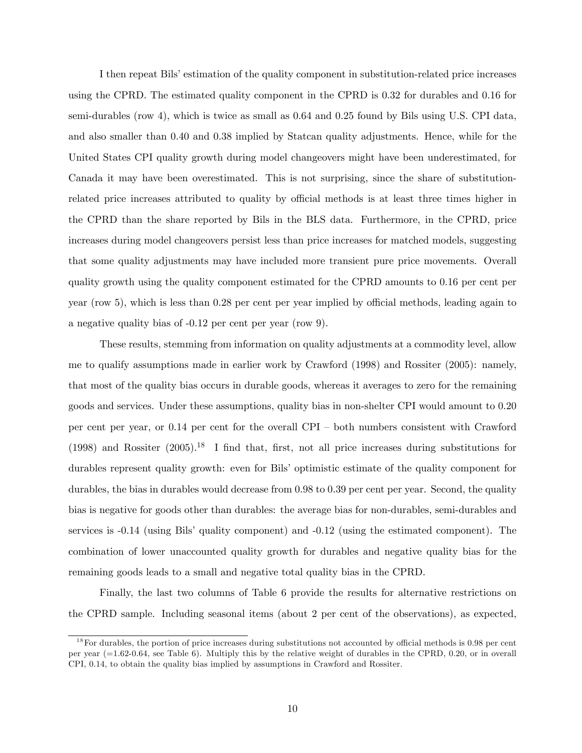I then repeat Bils' estimation of the quality component in substitution-related price increases using the CPRD. The estimated quality component in the CPRD is 0.32 for durables and 0.16 for semi-durables (row 4), which is twice as small as 0.64 and 0.25 found by Bils using U.S. CPI data, and also smaller than 0.40 and 0.38 implied by Statcan quality adjustments. Hence, while for the United States CPI quality growth during model changeovers might have been underestimated, for Canada it may have been overestimated. This is not surprising, since the share of substitution-related price increases attributed to quality by official methods is at least three times higher in the CPRD than the share reported by Bils in the BLS data. Furthermore, in the CPRD, price increases during model changeovers persist less than price increases for matched models, suggesting that some quality adjustments may have included more transient pure price movements. Overall quality growth using the quality component estimated for the CPRD amounts to 0.16 per cent per year (row 5), which is less than 0.28 per cent per year implied by official methods, leading again to a negative quality bias of -0.12 per cent per year (row 9).

These results, stemming from information on quality adjustments at a commodity level, allow me to qualify assumptions made in earlier work by Crawford (1998) and Rossiter (2005): namely, that most of the quality bias occurs in durable goods, whereas it averages to zero for the remaining goods and services. Under these assumptions, quality bias in non-shelter CPI would amount to 0.20 per cent per year, or 0.14 per cent for the overall CPI – both numbers consistent with Crawford (1998) and Rossiter (2005).[18] I find that, first, not all price increases during substitutions for durables represent quality growth: even for Bils' optimistic estimate of the quality component for durables, the bias in durables would decrease from 0.98 to 0.39 per cent per year. Second, the quality bias is negative for goods other than durables: the average bias for non-durables, semi-durables and services is -0.14 (using Bils' quality component) and -0.12 (using the estimated component). The combination of lower unaccounted quality growth for durables and negative quality bias for the remaining goods leads to a small and negative total quality bias in the CPRD.

Finally, the last two columns of Table 6 provide the results for alternative restrictions on the CPRD sample. Including seasonal items (about 2 per cent of the observations), as expected,

[18] For durables, the portion of price increases during substitutions not accounted by official methods is 0.98 per cent per year (=1.62-0.64, see Table 6). Multiply this by the relative weight of durables in the CPRD, 0.20, or in overall CPI, 0.14, to obtain the quality bias implied by assumptions in Crawford and Rossiter.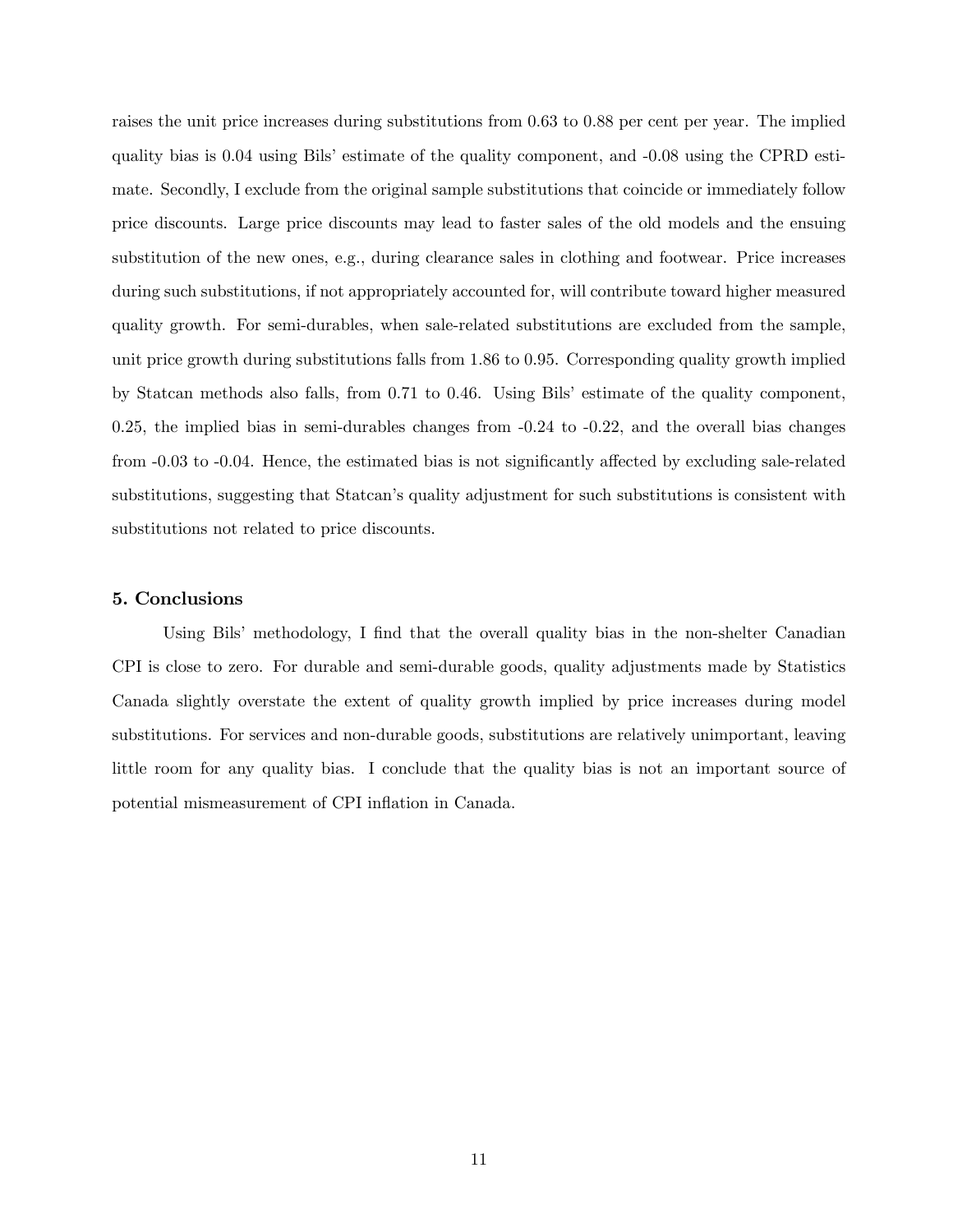raises the unit price increases during substitutions from 0.63 to 0.88 per cent per year. The implied quality bias is 0.04 using Bils' estimate of the quality component, and -0.08 using the CPRD estimate. Secondly, I exclude from the original sample substitutions that coincide or immediately follow price discounts. Large price discounts may lead to faster sales of the old models and the ensuing substitution of the new ones, e.g., during clearance sales in clothing and footwear. Price increases during such substitutions, if not appropriately accounted for, will contribute toward higher measured quality growth. For semi-durables, when sale-related substitutions are excluded from the sample, unit price growth during substitutions falls from 1.86 to 0.95. Corresponding quality growth implied by Statcan methods also falls, from 0.71 to 0.46. Using Bils' estimate of the quality component, 0.25, the implied bias in semi-durables changes from -0.24 to -0.22, and the overall bias changes from -0.03 to -0.04. Hence, the estimated bias is not significantly affected by excluding sale-related substitutions, suggesting that Statcan's quality adjustment for such substitutions is consistent with substitutions not related to price discounts.

## 5. Conclusions

Using Bils' methodology, I find that the overall quality bias in the non-shelter Canadian CPI is close to zero. For durable and semi-durable goods, quality adjustments made by Statistics Canada slightly overstate the extent of quality growth implied by price increases during model substitutions. For services and non-durable goods, substitutions are relatively unimportant, leaving little room for any quality bias. I conclude that the quality bias is not an important source of potential mismeasurement of CPI inflation in Canada.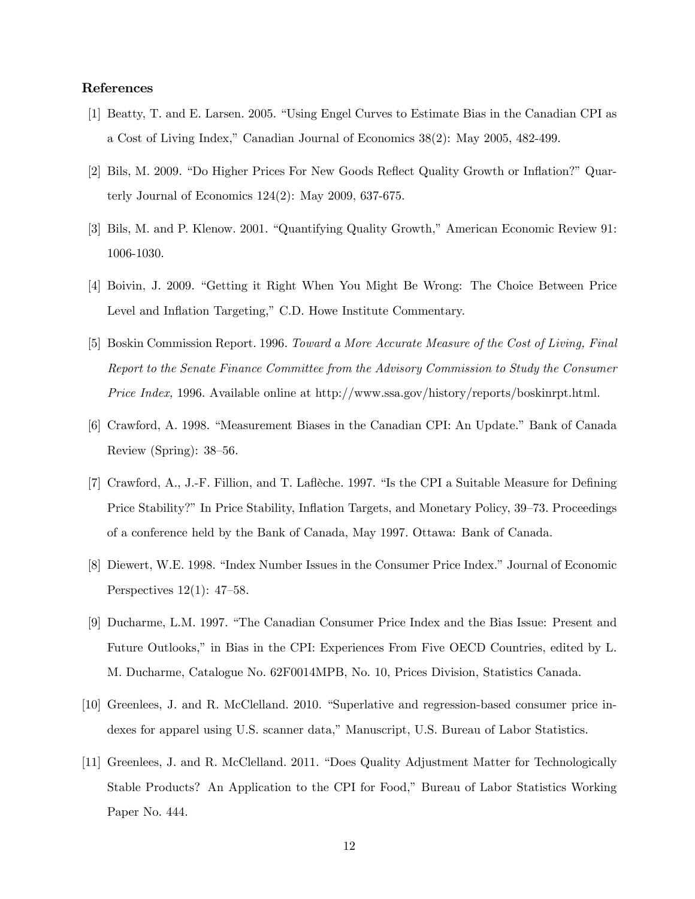## References

[1] Beatty, T. and E. Larsen. 2005. "Using Engel Curves to Estimate Bias in the Canadian CPI as a Cost of Living Index," Canadian Journal of Economics 38(2): May 2005, 482-499.

[2] Bils, M. 2009. "Do Higher Prices For New Goods Reflect Quality Growth or Inflation?" Quarterly Journal of Economics 124(2): May 2009, 637-675.

[3] Bils, M. and P. Klenow. 2001. "Quantifying Quality Growth," American Economic Review 91: 1006-1030.

[4] Boivin, J. 2009. "Getting it Right When You Might Be Wrong: The Choice Between Price Level and Inflation Targeting," C.D. Howe Institute Commentary.

[5] Boskin Commission Report. 1996. *Toward a More Accurate Measure of the Cost of Living, Final Report to the Senate Finance Committee from the Advisory Commission to Study the Consumer Price Index,* 1996. Available online at http://www.ssa.gov/history/reports/boskinrpt.html.

[6] Crawford, A. 1998. "Measurement Biases in the Canadian CPI: An Update." Bank of Canada Review (Spring): 38–56.

[7] Crawford, A., J.-F. Fillion, and T. Laflèche. 1997. "Is the CPI a Suitable Measure for Defining Price Stability?" In Price Stability, Inflation Targets, and Monetary Policy, 39–73. Proceedings of a conference held by the Bank of Canada, May 1997. Ottawa: Bank of Canada.

[8] Diewert, W.E. 1998. "Index Number Issues in the Consumer Price Index." Journal of Economic Perspectives 12(1): 47–58.

[9] Ducharme, L.M. 1997. "The Canadian Consumer Price Index and the Bias Issue: Present and Future Outlooks," in Bias in the CPI: Experiences From Five OECD Countries, edited by L. M. Ducharme, Catalogue No. 62F0014MPB, No. 10, Prices Division, Statistics Canada.

[10] Greenlees, J. and R. McClelland. 2010. "Superlative and regression-based consumer price indexes for apparel using U.S. scanner data," Manuscript, U.S. Bureau of Labor Statistics.

[11] Greenlees, J. and R. McClelland. 2011. "Does Quality Adjustment Matter for Technologically Stable Products? An Application to the CPI for Food," Bureau of Labor Statistics Working Paper No. 444.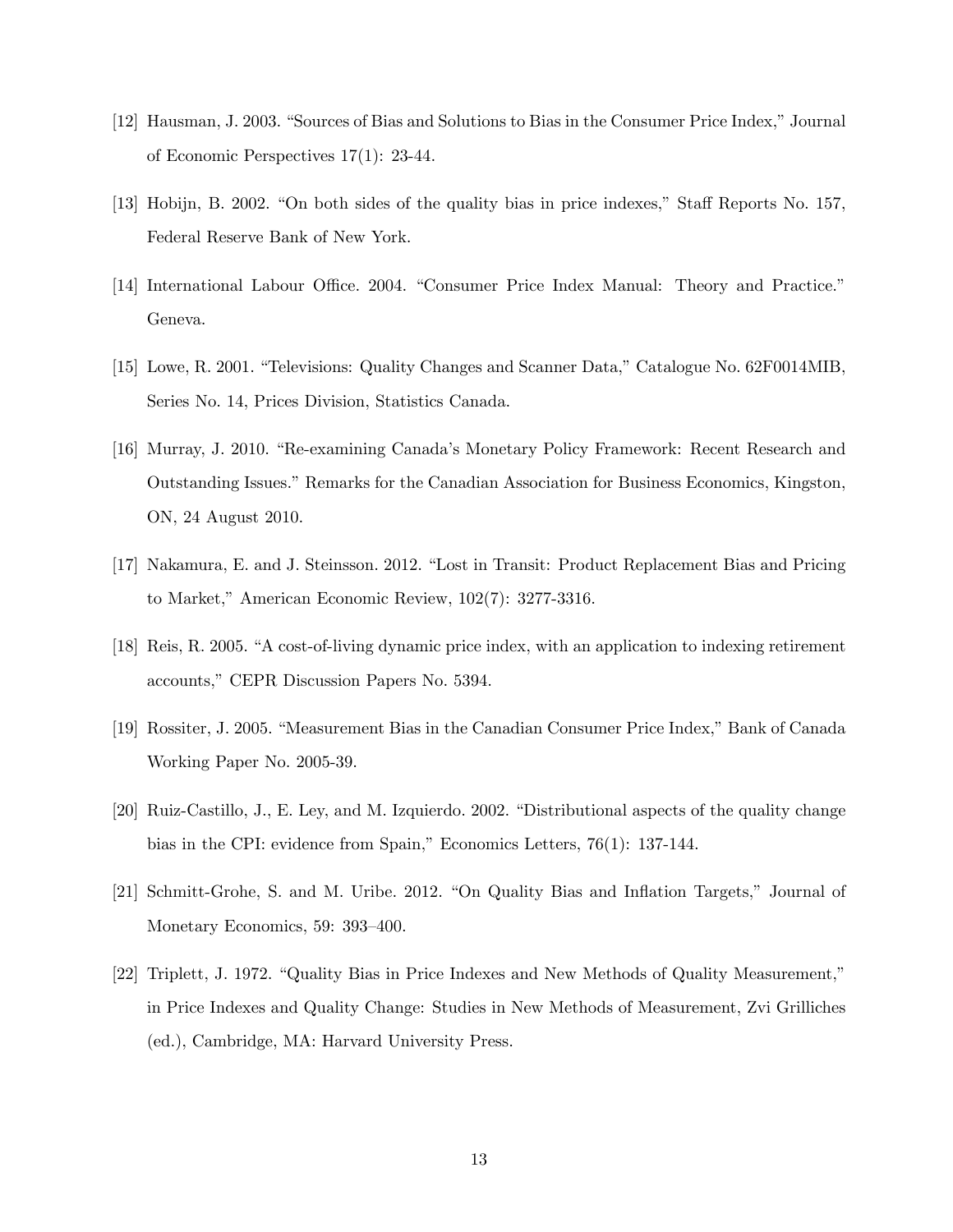[12] Hausman, J. 2003. "Sources of Bias and Solutions to Bias in the Consumer Price Index," Journal of Economic Perspectives 17(1): 23-44.

[13] Hobijn, B. 2002. "On both sides of the quality bias in price indexes," Staff Reports No. 157, Federal Reserve Bank of New York.

[14] International Labour Office. 2004. "Consumer Price Index Manual: Theory and Practice." Geneva.

[15] Lowe, R. 2001. "Televisions: Quality Changes and Scanner Data," Catalogue No. 62F0014MIB, Series No. 14, Prices Division, Statistics Canada.

[16] Murray, J. 2010. "Re-examining Canada's Monetary Policy Framework: Recent Research and Outstanding Issues." Remarks for the Canadian Association for Business Economics, Kingston, ON, 24 August 2010.

[17] Nakamura, E. and J. Steinsson. 2012. "Lost in Transit: Product Replacement Bias and Pricing to Market," American Economic Review, 102(7): 3277-3316.

[18] Reis, R. 2005. "A cost-of-living dynamic price index, with an application to indexing retirement accounts," CEPR Discussion Papers No. 5394.

[19] Rossiter, J. 2005. "Measurement Bias in the Canadian Consumer Price Index," Bank of Canada Working Paper No. 2005-39.

[20] Ruiz-Castillo, J., E. Ley, and M. Izquierdo. 2002. "Distributional aspects of the quality change bias in the CPI: evidence from Spain," Economics Letters, 76(1): 137-144.

[21] Schmitt-Grohe, S. and M. Uribe. 2012. "On Quality Bias and Inflation Targets," Journal of Monetary Economics, 59: 393–400.

[22] Triplett, J. 1972. "Quality Bias in Price Indexes and New Methods of Quality Measurement," in Price Indexes and Quality Change: Studies in New Methods of Measurement, Zvi Grilliches (ed.), Cambridge, MA: Harvard University Press.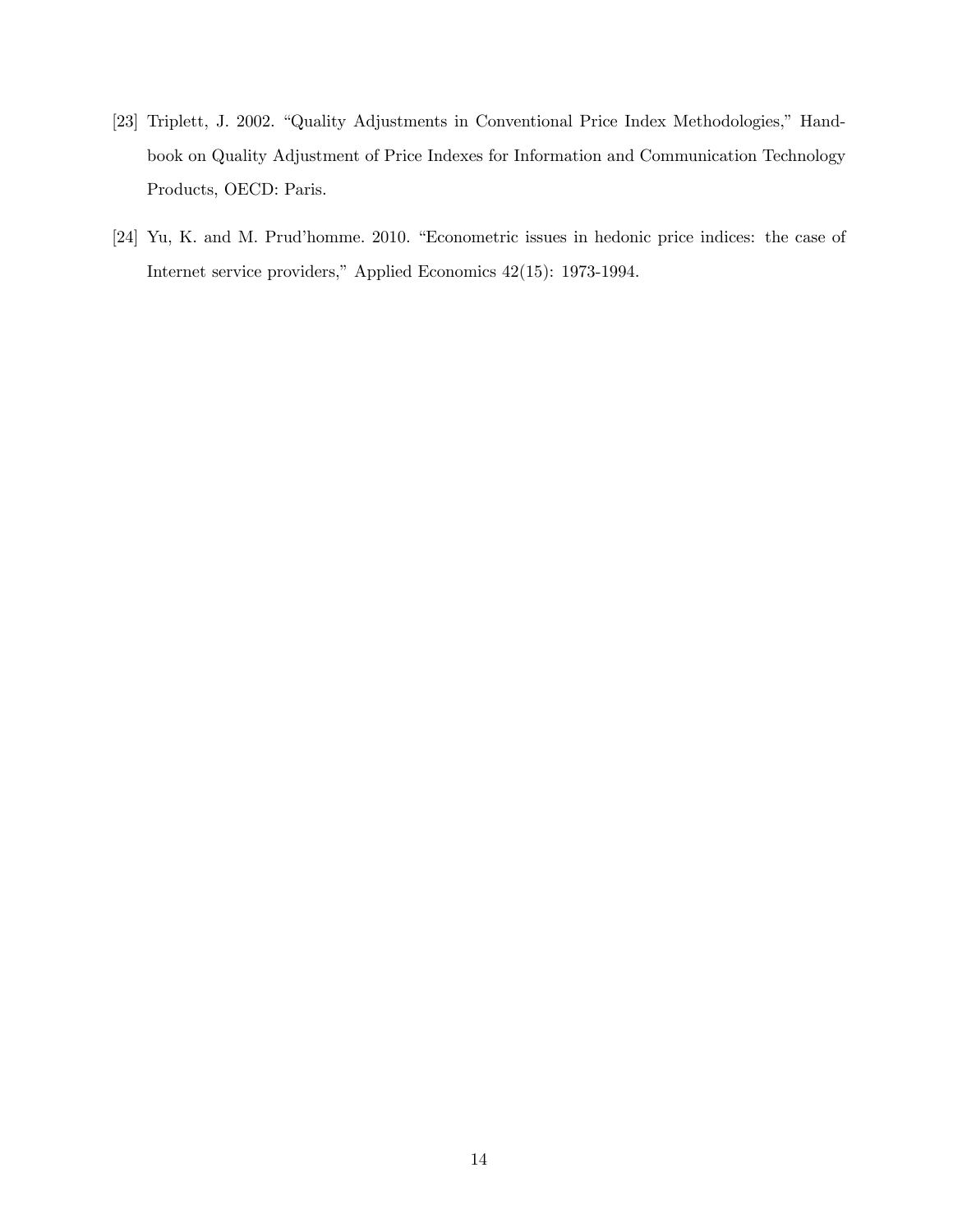[23] Triplett, J. 2002. "Quality Adjustments in Conventional Price Index Methodologies," Handbook on Quality Adjustment of Price Indexes for Information and Communication Technology Products, OECD: Paris.

[24] Yu, K. and M. Prud'homme. 2010. "Econometric issues in hedonic price indices: the case of Internet service providers," Applied Economics 42(15): 1973-1994.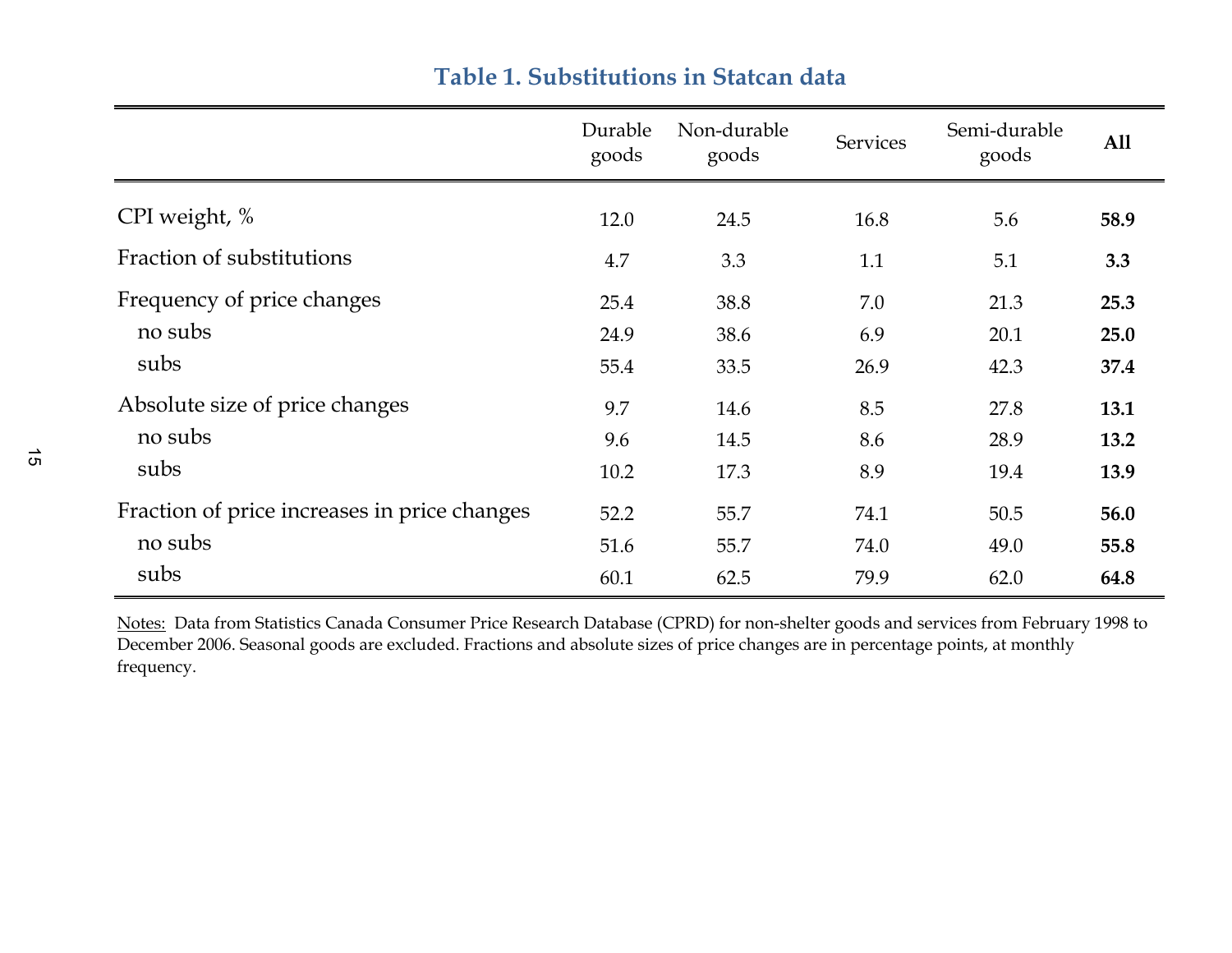## Table 1. Substitutions in Statcan data

| | Durable goods | Non-durable goods | Services | Semi-durable goods | **All** |
|---|---|---|---|---|---|
| CPI weight, % | 12.0 | 24.5 | 16.8 | 5.6 | **58.9** |
| Fraction of substitutions | 4.7 | 3.3 | 1.1 | 5.1 | **3.3** |
| Frequency of price changes | 25.4 | 38.8 | 7.0 | 21.3 | **25.3** |
| no subs | 24.9 | 38.6 | 6.9 | 20.1 | **25.0** |
| subs | 55.4 | 33.5 | 26.9 | 42.3 | **37.4** |
| Absolute size of price changes | 9.7 | 14.6 | 8.5 | 27.8 | **13.1** |
| no subs | 9.6 | 14.5 | 8.6 | 28.9 | **13.2** |
| subs | 10.2 | 17.3 | 8.9 | 19.4 | **13.9** |
| Fraction of price increases in price changes | 52.2 | 55.7 | 74.1 | 50.5 | **56.0** |
| no subs | 51.6 | 55.7 | 74.0 | 49.0 | **55.8** |
| subs | 60.1 | 62.5 | 79.9 | 62.0 | **64.8** |

Notes: Data from Statistics Canada Consumer Price Research Database (CPRD) for non-shelter goods and services from February 1998 to December 2006. Seasonal goods are excluded. Fractions and absolute sizes of price changes are in percentage points, at monthly frequency.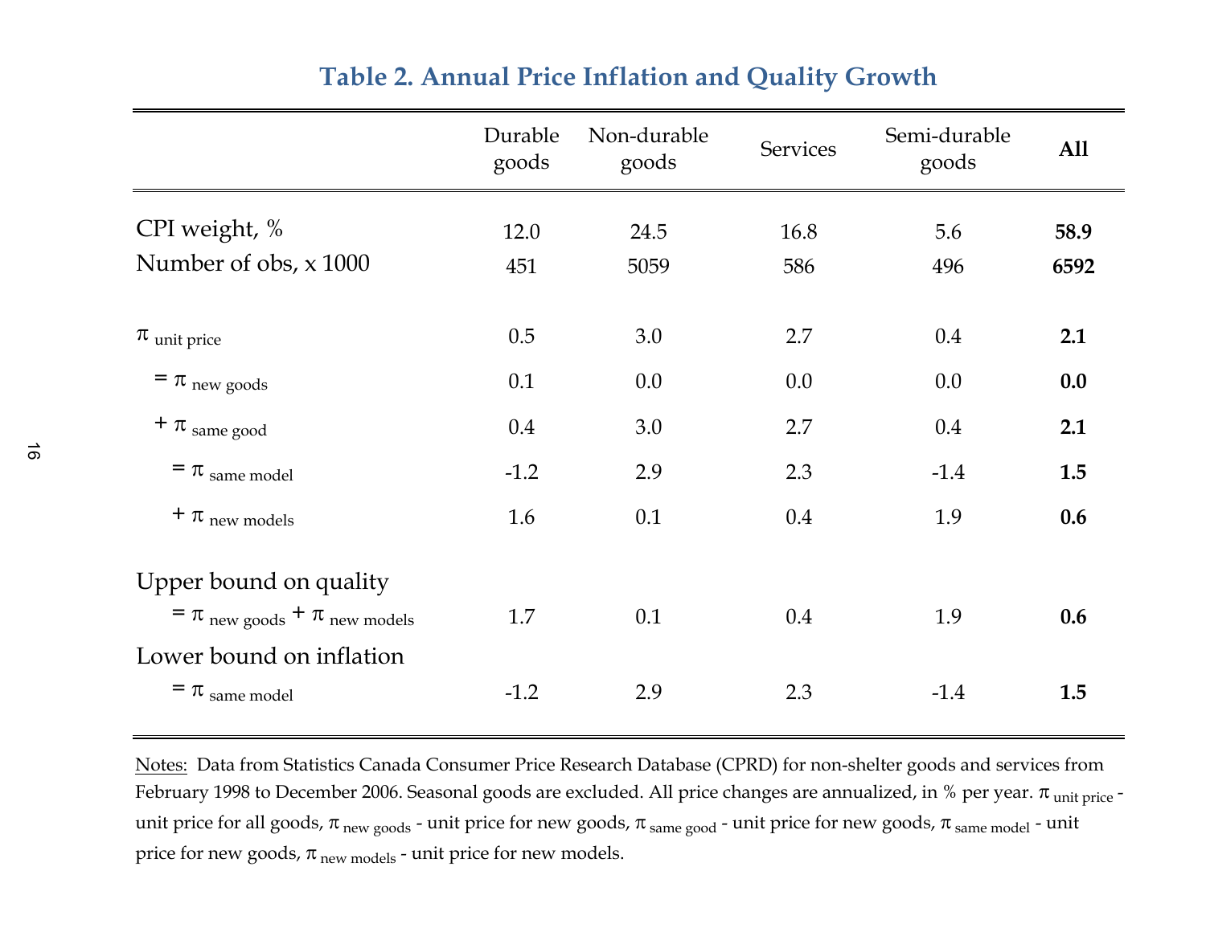## Table 2. Annual Price Inflation and Quality Growth

| | Durable goods | Non-durable goods | Services | Semi-durable goods | **All** |
|---|---|---|---|---|---|
| CPI weight, % | 12.0 | 24.5 | 16.8 | 5.6 | **58.9** |
| Number of obs, x 1000 | 451 | 5059 | 586 | 496 | **6592** |
| $\pi_{\text{unit price}}$ | 0.5 | 3.0 | 2.7 | 0.4 | **2.1** |
| $= \pi_{\text{new goods}}$ | 0.1 | 0.0 | 0.0 | 0.0 | **0.0** |
| $+ \pi_{\text{same good}}$ | 0.4 | 3.0 | 2.7 | 0.4 | **2.1** |
| $= \pi_{\text{same model}}$ | -1.2 | 2.9 | 2.3 | -1.4 | **1.5** |
| $+ \pi_{\text{new models}}$ | 1.6 | 0.1 | 0.4 | 1.9 | **0.6** |
| Upper bound on quality $= \pi_{\text{new goods}} + \pi_{\text{new models}}$ | 1.7 | 0.1 | 0.4 | 1.9 | **0.6** |
| Lower bound on inflation $= \pi_{\text{same model}}$ | -1.2 | 2.9 | 2.3 | -1.4 | **1.5** |

Notes: Data from Statistics Canada Consumer Price Research Database (CPRD) for non-shelter goods and services from February 1998 to December 2006. Seasonal goods are excluded. All price changes are annualized, in % per year. $\pi_{\text{unit price}}$ - unit price for all goods, $\pi_{\text{new goods}}$ - unit price for new goods, $\pi_{\text{same good}}$ - unit price for new goods, $\pi_{\text{same model}}$ - unit price for new goods, $\pi_{\text{new models}}$ - unit price for new models.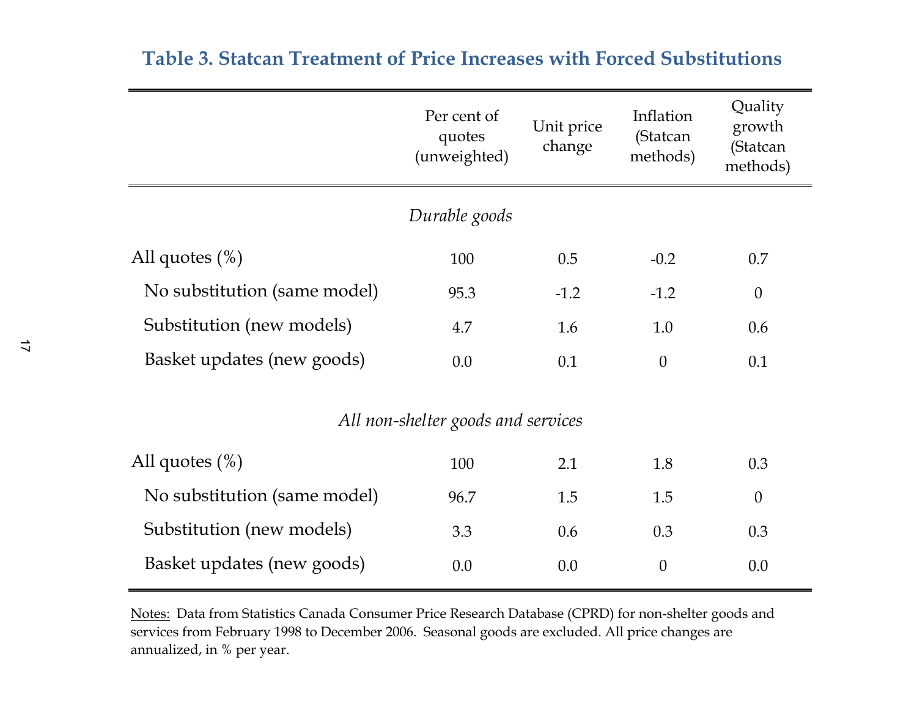## Table 3. Statcan Treatment of Price Increases with Forced Substitutions

| | Per cent of quotes (unweighted) | Unit price change | Inflation (Statcan methods) | Quality growth (Statcan methods) |
|---|---|---|---|---|
| | *Durable goods* | | | |
| All quotes (%) | 100 | 0.5 | -0.2 | 0.7 |
| No substitution (same model) | 95.3 | -1.2 | -1.2 | 0 |
| Substitution (new models) | 4.7 | 1.6 | 1.0 | 0.6 |
| Basket updates (new goods) | 0.0 | 0.1 | 0 | 0.1 |
| | *All non-shelter goods and services* | | | |
| All quotes (%) | 100 | 2.1 | 1.8 | 0.3 |
| No substitution (same model) | 96.7 | 1.5 | 1.5 | 0 |
| Substitution (new models) | 3.3 | 0.6 | 0.3 | 0.3 |
| Basket updates (new goods) | 0.0 | 0.0 | 0 | 0.0 |

Notes: Data from Statistics Canada Consumer Price Research Database (CPRD) for non-shelter goods and services from February 1998 to December 2006. Seasonal goods are excluded. All price changes are annualized, in % per year.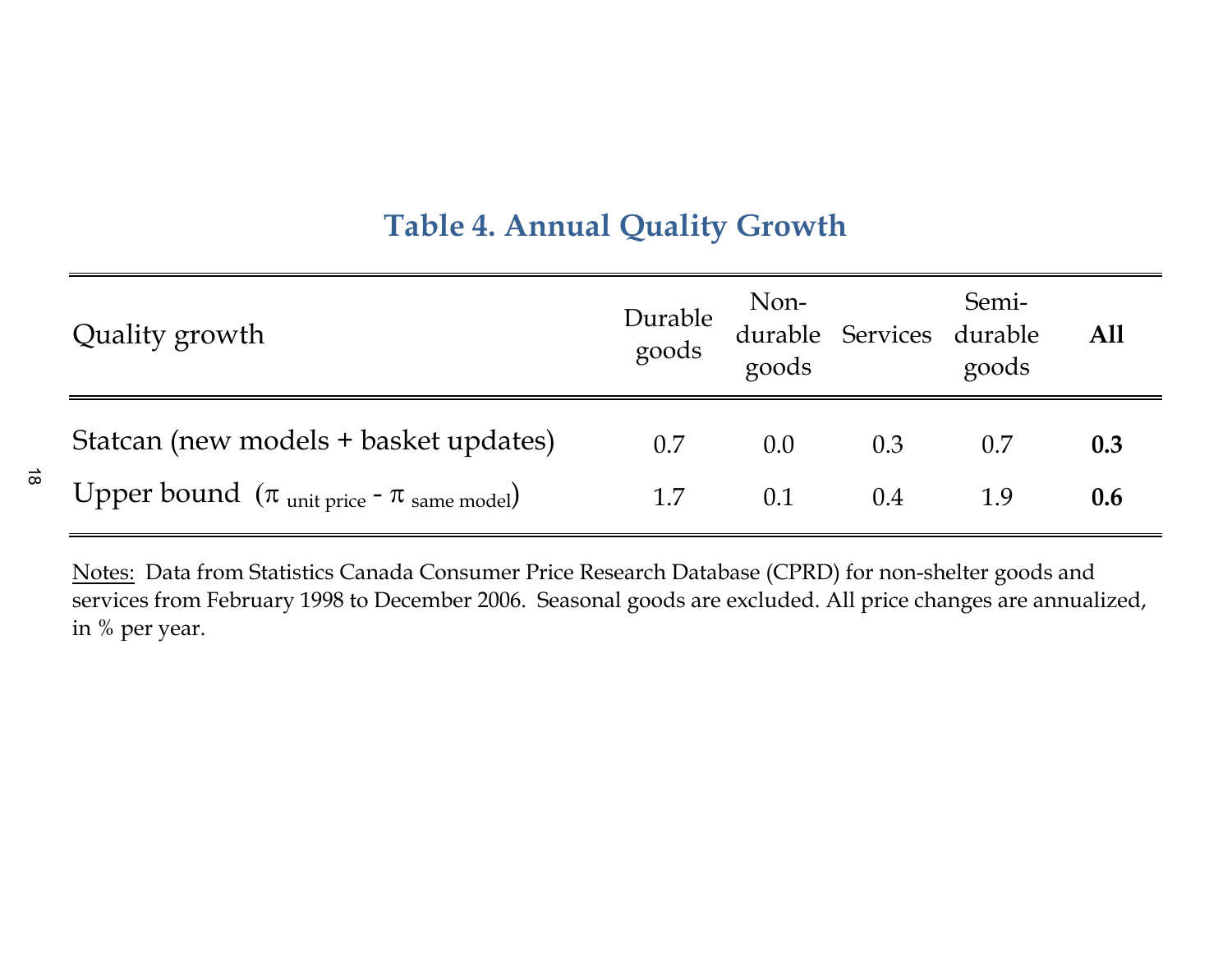## Table 4. Annual Quality Growth

| Quality growth | Durable goods | Non-durable goods | Services | Semi-durable goods | **All** |
|---|---|---|---|---|---|
| Statcan (new models + basket updates) | 0.7 | 0.0 | 0.3 | 0.7 | **0.3** |
| Upper bound ($\pi_{\text{unit price}} - \pi_{\text{same model}}$) | 1.7 | 0.1 | 0.4 | 1.9 | **0.6** |

Notes: Data from Statistics Canada Consumer Price Research Database (CPRD) for non-shelter goods and services from February 1998 to December 2006. Seasonal goods are excluded. All price changes are annualized, in % per year.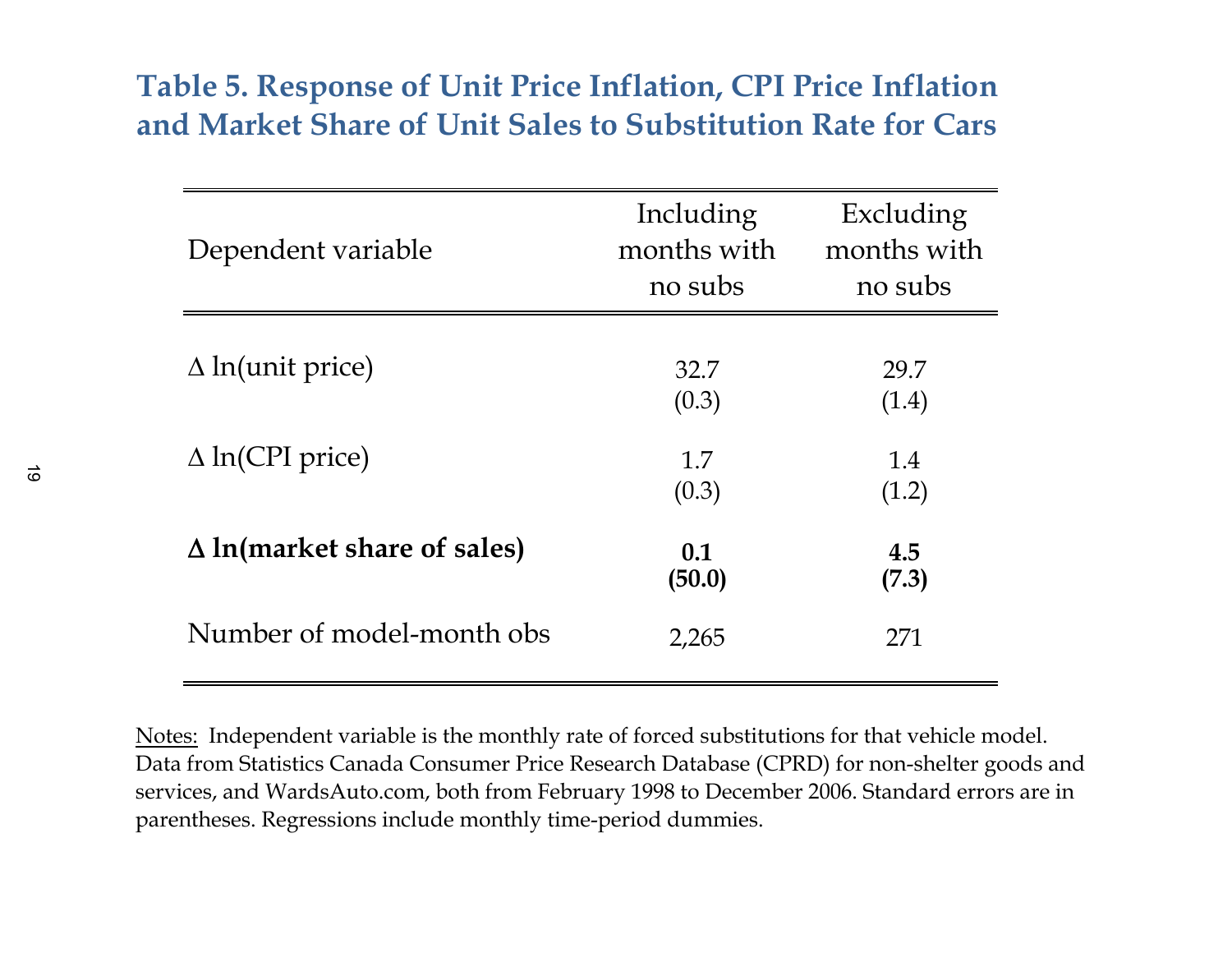## Table 5. Response of Unit Price Inflation, CPI Price Inflation and Market Share of Unit Sales to Substitution Rate for Cars

| Dependent variable | Including months with no subs | Excluding months with no subs |
|---|---|---|
| Δ ln(unit price) | 32.7 | 29.7 |
| | (0.3) | (1.4) |
| Δ ln(CPI price) | 1.7 | 1.4 |
| | (0.3) | (1.2) |
| **Δ ln(market share of sales)** | **0.1** | **4.5** |
| | **(50.0)** | **(7.3)** |
| Number of model-month obs | 2,265 | 271 |

Notes: Independent variable is the monthly rate of forced substitutions for that vehicle model. Data from Statistics Canada Consumer Price Research Database (CPRD) for non-shelter goods and services, and WardsAuto.com, both from February 1998 to December 2006. Standard errors are in parentheses. Regressions include monthly time-period dummies.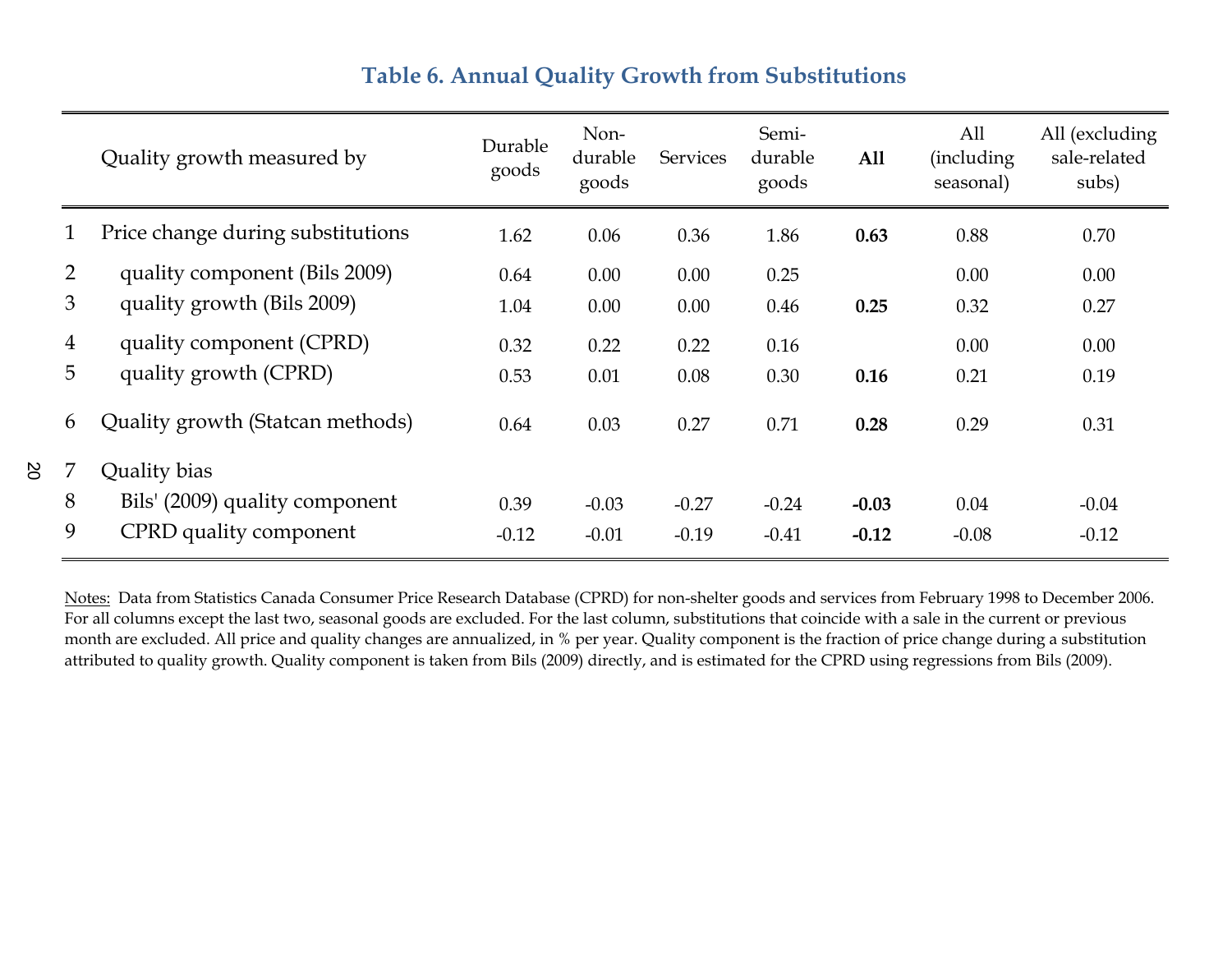## Table 6. Annual Quality Growth from Substitutions

| | Quality growth measured by | Durable goods | Non-durable goods | Services | Semi-durable goods | **All** | All (including seasonal) | All (excluding sale-related subs) |
|---|---|---|---|---|---|---|---|---|
| 1 | Price change during substitutions | 1.62 | 0.06 | 0.36 | 1.86 | **0.63** | 0.88 | 0.70 |
| 2 | quality component (Bils 2009) | 0.64 | 0.00 | 0.00 | 0.25 | | 0.00 | 0.00 |
| 3 | quality growth (Bils 2009) | 1.04 | 0.00 | 0.00 | 0.46 | **0.25** | 0.32 | 0.27 |
| 4 | quality component (CPRD) | 0.32 | 0.22 | 0.22 | 0.16 | | 0.00 | 0.00 |
| 5 | quality growth (CPRD) | 0.53 | 0.01 | 0.08 | 0.30 | **0.16** | 0.21 | 0.19 |
| 6 | Quality growth (Statcan methods) | 0.64 | 0.03 | 0.27 | 0.71 | **0.28** | 0.29 | 0.31 |
| 7 | Quality bias | | | | | | | |
| 8 | Bils' (2009) quality component | 0.39 | -0.03 | -0.27 | -0.24 | **-0.03** | 0.04 | -0.04 |
| 9 | CPRD quality component | -0.12 | -0.01 | -0.19 | -0.41 | **-0.12** | -0.08 | -0.12 |

Notes: Data from Statistics Canada Consumer Price Research Database (CPRD) for non-shelter goods and services from February 1998 to December 2006. For all columns except the last two, seasonal goods are excluded. For the last column, substitutions that coincide with a sale in the current or previous month are excluded. All price and quality changes are annualized, in % per year. Quality component is the fraction of price change during a substitution attributed to quality growth. Quality component is taken from Bils (2009) directly, and is estimated for the CPRD using regressions from Bils (2009).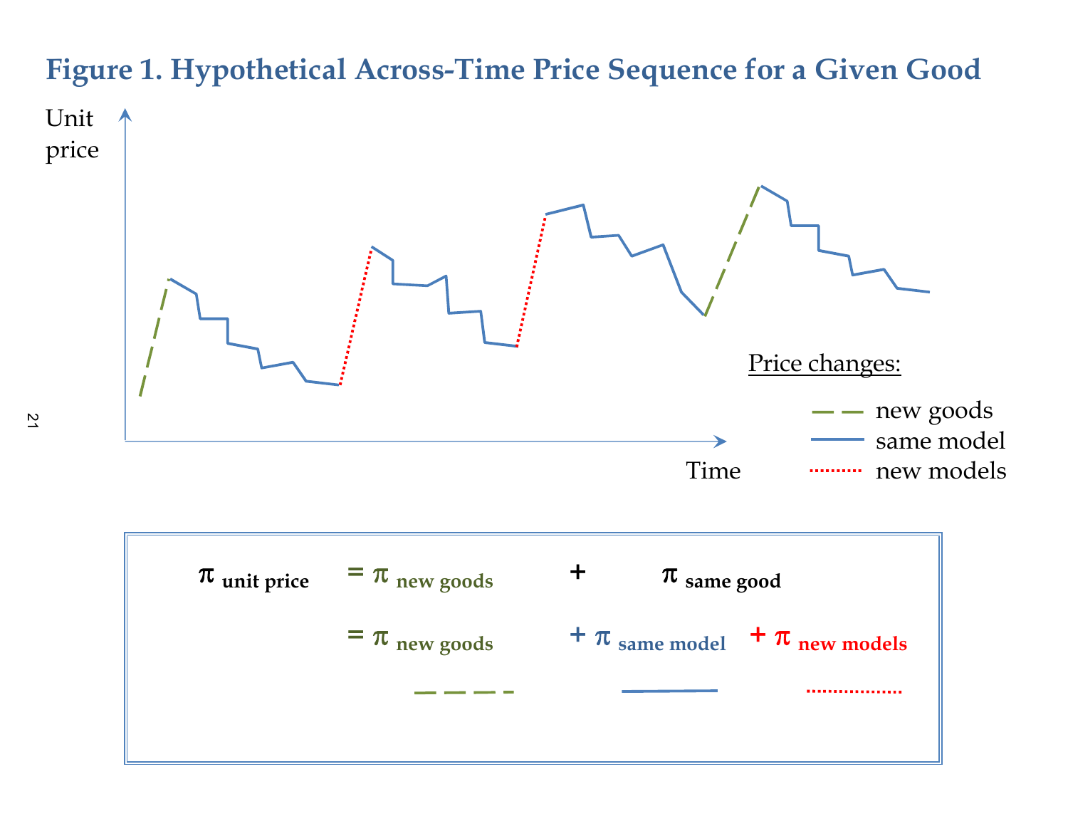# Figure 1. Hypothetical Across-Time Price Sequence for a Given Good

Unit price

Time

Price changes:

new goods

same model

new models

$$\pi_{\text{unit price}} = \pi_{\text{new goods}} + \pi_{\text{same good}}$$

$$= \pi_{\text{new goods}} + \pi_{\text{same model}} + \pi_{\text{new models}}$$